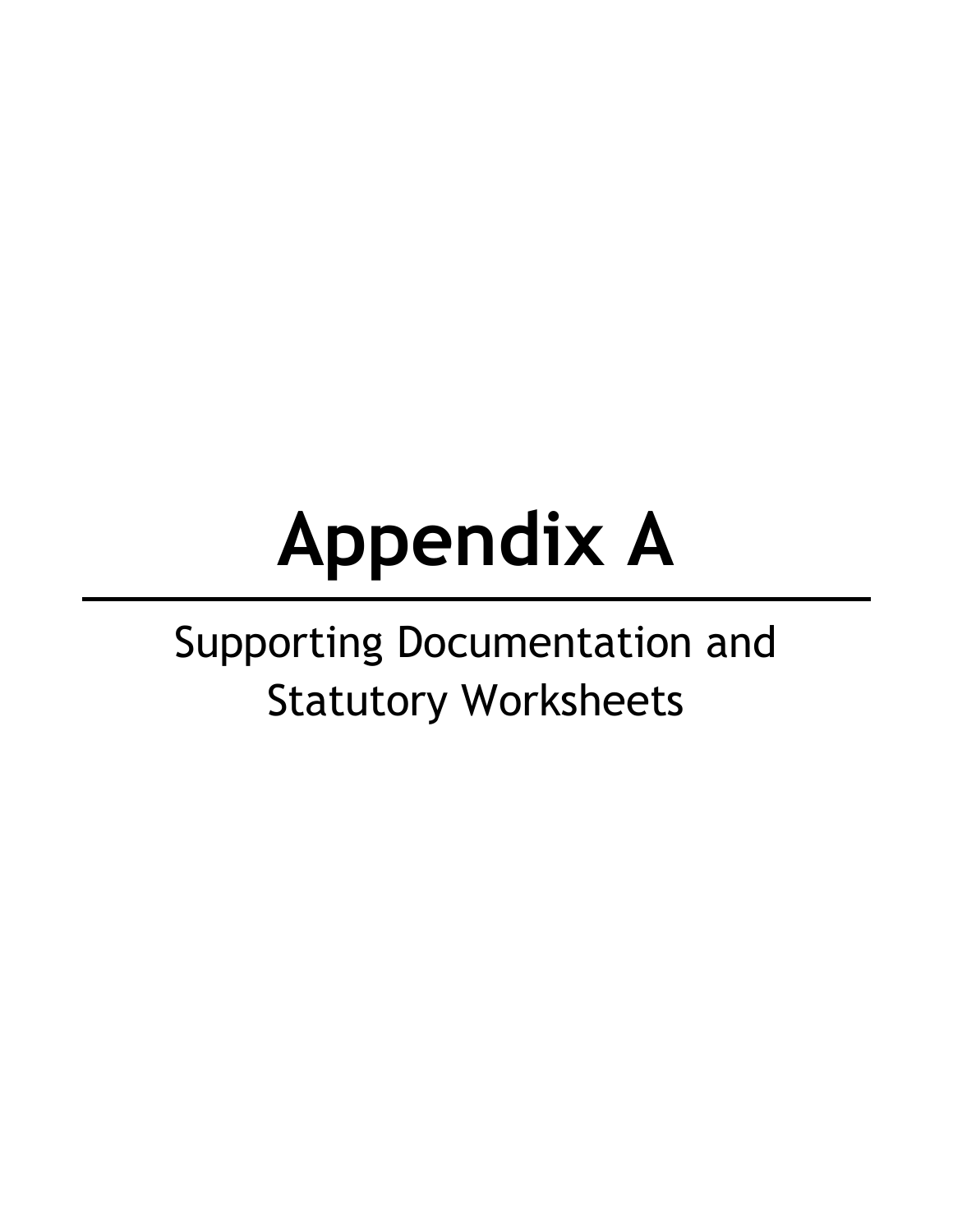# Appendix A

Supporting Documentation and Statutory Worksheets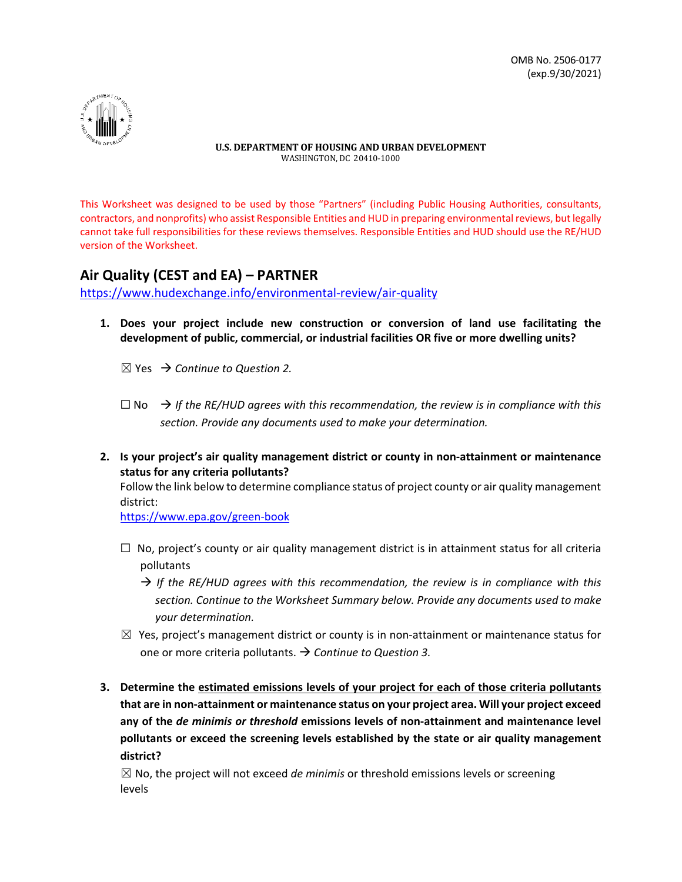OMB No. 2506-0177
(exp.9/30/2021)

**U.S. DEPARTMENT OF HOUSING AND URBAN DEVELOPMENT**
WASHINGTON, DC 20410-1000

This Worksheet was designed to be used by those "Partners" (including Public Housing Authorities, consultants, contractors, and nonprofits) who assist Responsible Entities and HUD in preparing environmental reviews, but legally cannot take full responsibilities for these reviews themselves. Responsible Entities and HUD should use the RE/HUD version of the Worksheet.

## Air Quality (CEST and EA) – PARTNER

https://www.hudexchange.info/environmental-review/air-quality

1. **Does your project include new construction or conversion of land use facilitating the development of public, commercial, or industrial facilities OR five or more dwelling units?**

   ☒ Yes → *Continue to Question 2.*

   ☐ No → *If the RE/HUD agrees with this recommendation, the review is in compliance with this section. Provide any documents used to make your determination.*

2. **Is your project's air quality management district or county in non-attainment or maintenance status for any criteria pollutants?**
   Follow the link below to determine compliance status of project county or air quality management district:
   https://www.epa.gov/green-book

   ☐ No, project's county or air quality management district is in attainment status for all criteria pollutants
   → *If the RE/HUD agrees with this recommendation, the review is in compliance with this section. Continue to the Worksheet Summary below. Provide any documents used to make your determination.*

   ☒ Yes, project's management district or county is in non-attainment or maintenance status for one or more criteria pollutants. → *Continue to Question 3.*

3. **Determine the <u>estimated emissions levels of your project for each of those criteria pollutants</u> that are in non-attainment or maintenance status on your project area. Will your project exceed any of the *de minimis or threshold* emissions levels of non-attainment and maintenance level pollutants or exceed the screening levels established by the state or air quality management district?**

   ☒ No, the project will not exceed *de minimis* or threshold emissions levels or screening levels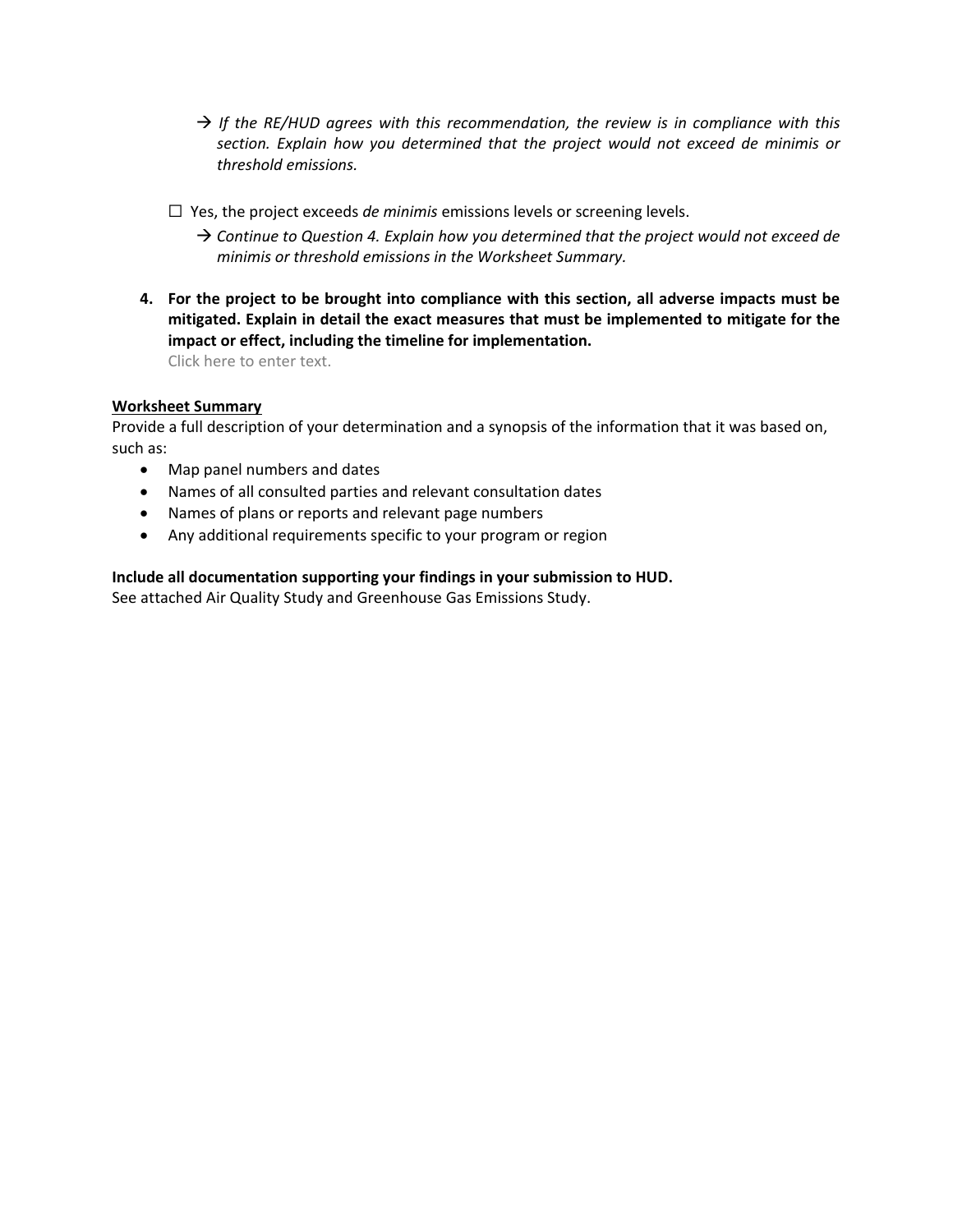→ *If the RE/HUD agrees with this recommendation, the review is in compliance with this section. Explain how you determined that the project would not exceed de minimis or threshold emissions.*

☐ Yes, the project exceeds *de minimis* emissions levels or screening levels.

→ *Continue to Question 4. Explain how you determined that the project would not exceed de minimis or threshold emissions in the Worksheet Summary.*

4. **For the project to be brought into compliance with this section, all adverse impacts must be mitigated. Explain in detail the exact measures that must be implemented to mitigate for the impact or effect, including the timeline for implementation.**
   Click here to enter text.

**Worksheet Summary**

Provide a full description of your determination and a synopsis of the information that it was based on, such as:

- Map panel numbers and dates
- Names of all consulted parties and relevant consultation dates
- Names of plans or reports and relevant page numbers
- Any additional requirements specific to your program or region

**Include all documentation supporting your findings in your submission to HUD.**

See attached Air Quality Study and Greenhouse Gas Emissions Study.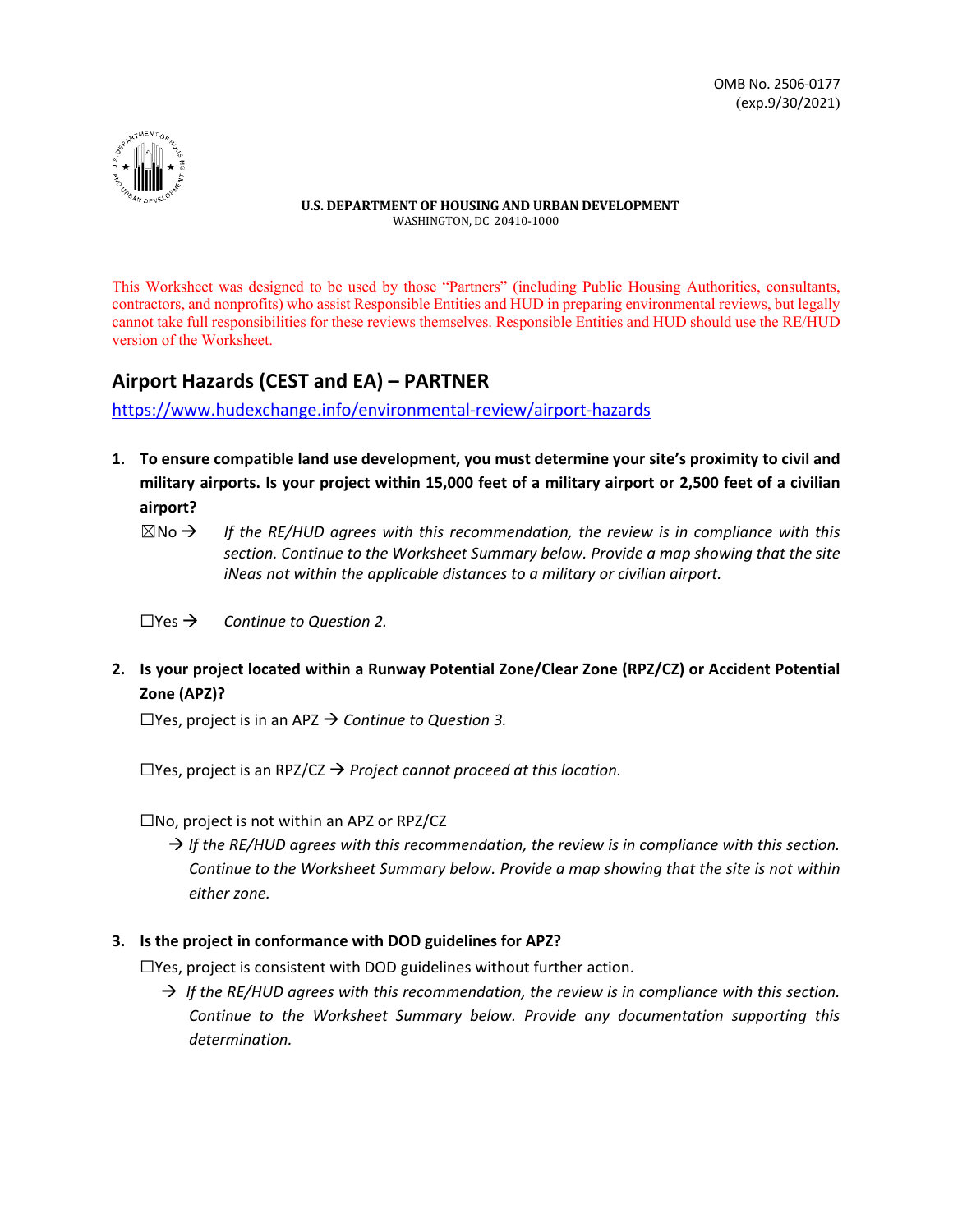OMB No. 2506-0177
(exp.9/30/2021)

**U.S. DEPARTMENT OF HOUSING AND URBAN DEVELOPMENT**
WASHINGTON, DC 20410-1000

This Worksheet was designed to be used by those "Partners" (including Public Housing Authorities, consultants, contractors, and nonprofits) who assist Responsible Entities and HUD in preparing environmental reviews, but legally cannot take full responsibilities for these reviews themselves. Responsible Entities and HUD should use the RE/HUD version of the Worksheet.

## Airport Hazards (CEST and EA) – PARTNER

https://www.hudexchange.info/environmental-review/airport-hazards

1. **To ensure compatible land use development, you must determine your site's proximity to civil and military airports. Is your project within 15,000 feet of a military airport or 2,500 feet of a civilian airport?**

   ☒No → *If the RE/HUD agrees with this recommendation, the review is in compliance with this section. Continue to the Worksheet Summary below. Provide a map showing that the site iNeas not within the applicable distances to a military or civilian airport.*

   ☐Yes → *Continue to Question 2.*

2. **Is your project located within a Runway Potential Zone/Clear Zone (RPZ/CZ) or Accident Potential Zone (APZ)?**

   ☐Yes, project is in an APZ → *Continue to Question 3.*

   ☐Yes, project is an RPZ/CZ → *Project cannot proceed at this location.*

   ☐No, project is not within an APZ or RPZ/CZ
   → *If the RE/HUD agrees with this recommendation, the review is in compliance with this section. Continue to the Worksheet Summary below. Provide a map showing that the site is not within either zone.*

3. **Is the project in conformance with DOD guidelines for APZ?**

   ☐Yes, project is consistent with DOD guidelines without further action.
   → *If the RE/HUD agrees with this recommendation, the review is in compliance with this section. Continue to the Worksheet Summary below. Provide any documentation supporting this determination.*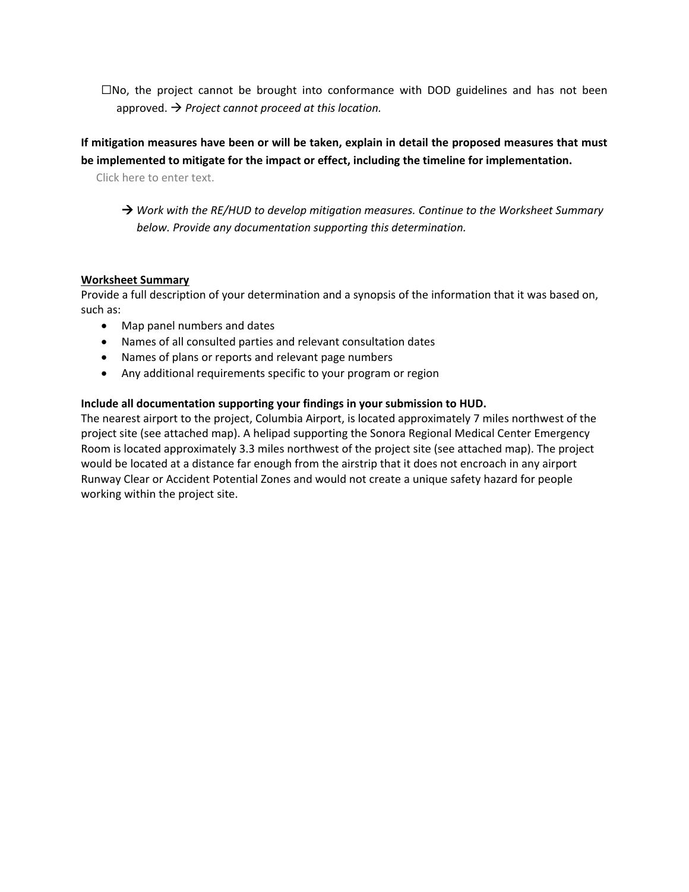☐No, the project cannot be brought into conformance with DOD guidelines and has not been approved. → *Project cannot proceed at this location.*

**If mitigation measures have been or will be taken, explain in detail the proposed measures that must be implemented to mitigate for the impact or effect, including the timeline for implementation.**

Click here to enter text.

→ *Work with the RE/HUD to develop mitigation measures. Continue to the Worksheet Summary below. Provide any documentation supporting this determination.*

**Worksheet Summary**

Provide a full description of your determination and a synopsis of the information that it was based on, such as:

- Map panel numbers and dates
- Names of all consulted parties and relevant consultation dates
- Names of plans or reports and relevant page numbers
- Any additional requirements specific to your program or region

**Include all documentation supporting your findings in your submission to HUD.**

The nearest airport to the project, Columbia Airport, is located approximately 7 miles northwest of the project site (see attached map). A helipad supporting the Sonora Regional Medical Center Emergency Room is located approximately 3.3 miles northwest of the project site (see attached map). The project would be located at a distance far enough from the airstrip that it does not encroach in any airport Runway Clear or Accident Potential Zones and would not create a unique safety hazard for people working within the project site.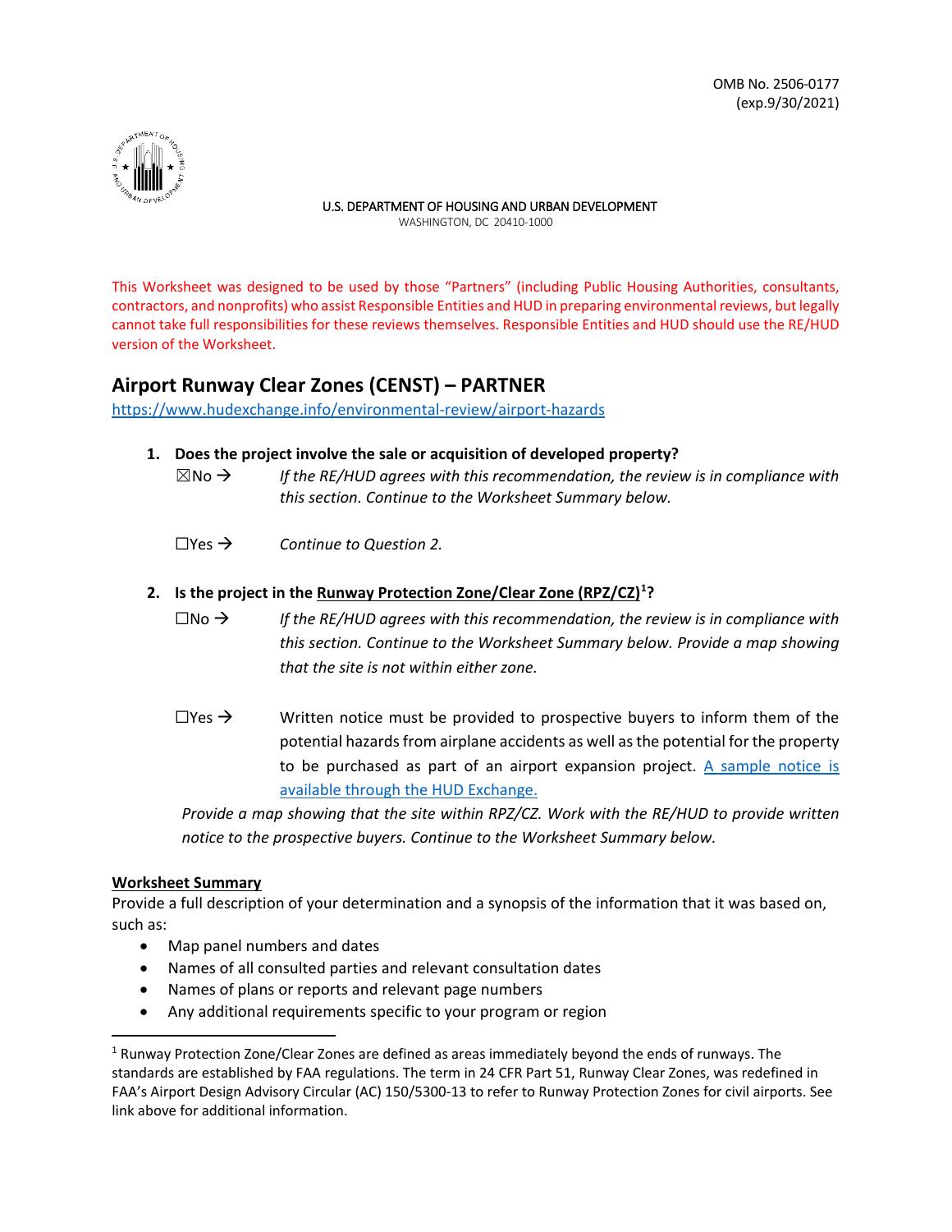OMB No. 2506-0177
(exp.9/30/2021)

U.S. DEPARTMENT OF HOUSING AND URBAN DEVELOPMENT
WASHINGTON, DC 20410-1000

This Worksheet was designed to be used by those "Partners" (including Public Housing Authorities, consultants, contractors, and nonprofits) who assist Responsible Entities and HUD in preparing environmental reviews, but legally cannot take full responsibilities for these reviews themselves. Responsible Entities and HUD should use the RE/HUD version of the Worksheet.

## Airport Runway Clear Zones (CENST) – PARTNER

https://www.hudexchange.info/environmental-review/airport-hazards

1. **Does the project involve the sale or acquisition of developed property?**

   ☒No → *If the RE/HUD agrees with this recommendation, the review is in compliance with this section. Continue to the Worksheet Summary below.*

   ☐Yes → *Continue to Question 2.*

2. **Is the project in the Runway Protection Zone/Clear Zone (RPZ/CZ)[1]?**

   ☐No → *If the RE/HUD agrees with this recommendation, the review is in compliance with this section. Continue to the Worksheet Summary below. Provide a map showing that the site is not within either zone.*

   ☐Yes → Written notice must be provided to prospective buyers to inform them of the potential hazards from airplane accidents as well as the potential for the property to be purchased as part of an airport expansion project. A sample notice is available through the HUD Exchange.

   *Provide a map showing that the site within RPZ/CZ. Work with the RE/HUD to provide written notice to the prospective buyers. Continue to the Worksheet Summary below.*

**Worksheet Summary**

Provide a full description of your determination and a synopsis of the information that it was based on, such as:

- Map panel numbers and dates
- Names of all consulted parties and relevant consultation dates
- Names of plans or reports and relevant page numbers
- Any additional requirements specific to your program or region

[1] Runway Protection Zone/Clear Zones are defined as areas immediately beyond the ends of runways. The standards are established by FAA regulations. The term in 24 CFR Part 51, Runway Clear Zones, was redefined in FAA's Airport Design Advisory Circular (AC) 150/5300-13 to refer to Runway Protection Zones for civil airports. See link above for additional information.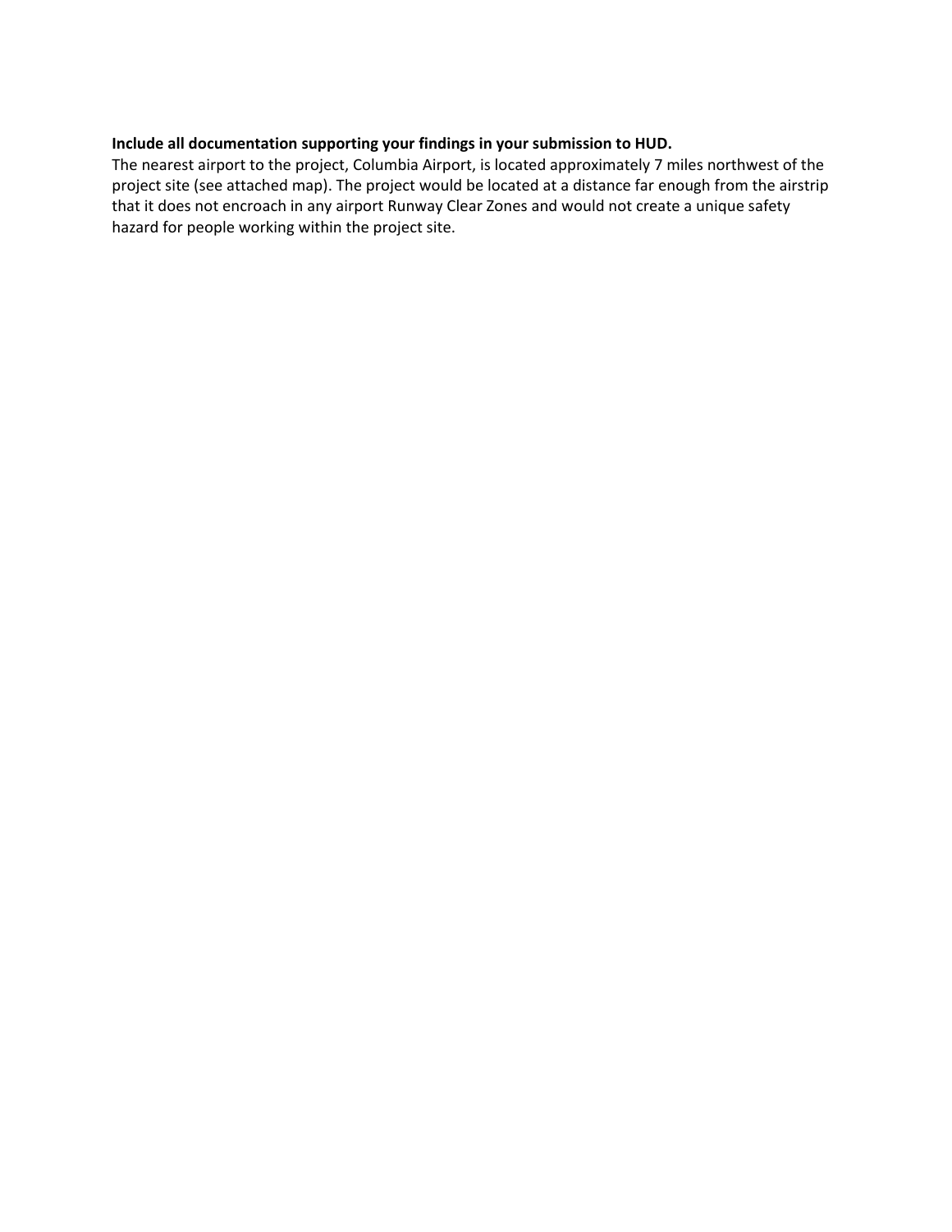**Include all documentation supporting your findings in your submission to HUD.**

The nearest airport to the project, Columbia Airport, is located approximately 7 miles northwest of the project site (see attached map). The project would be located at a distance far enough from the airstrip that it does not encroach in any airport Runway Clear Zones and would not create a unique safety hazard for people working within the project site.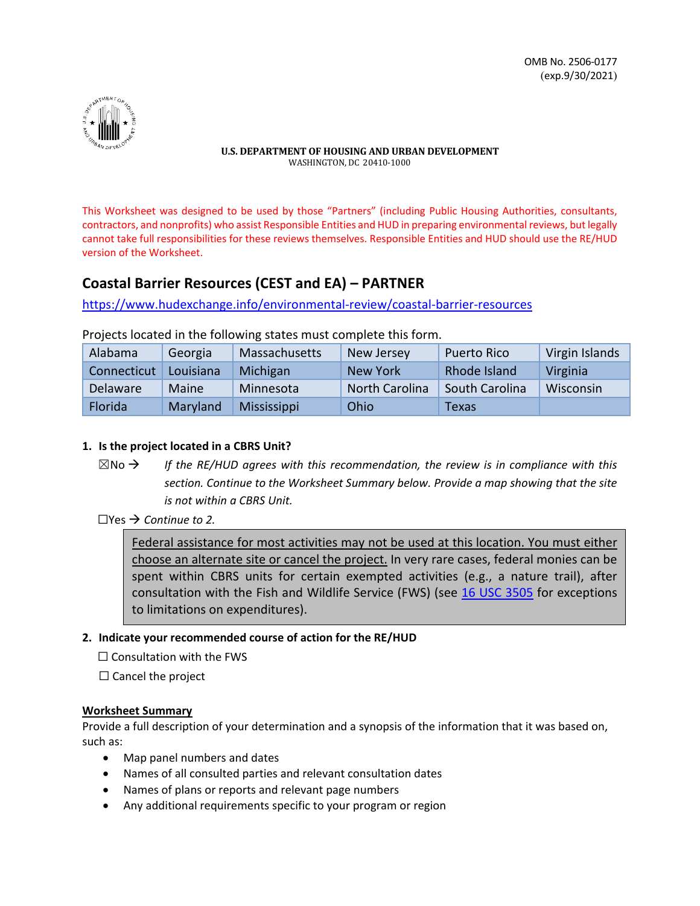OMB No. 2506-0177
(exp.9/30/2021)

**U.S. DEPARTMENT OF HOUSING AND URBAN DEVELOPMENT**
WASHINGTON, DC 20410-1000

This Worksheet was designed to be used by those "Partners" (including Public Housing Authorities, consultants, contractors, and nonprofits) who assist Responsible Entities and HUD in preparing environmental reviews, but legally cannot take full responsibilities for these reviews themselves. Responsible Entities and HUD should use the RE/HUD version of the Worksheet.

## Coastal Barrier Resources (CEST and EA) – PARTNER

https://www.hudexchange.info/environmental-review/coastal-barrier-resources

Projects located in the following states must complete this form.

| | | | | | |
|---|---|---|---|---|---|
| Alabama | Georgia | Massachusetts | New Jersey | Puerto Rico | Virgin Islands |
| Connecticut | Louisiana | Michigan | New York | Rhode Island | Virginia |
| Delaware | Maine | Minnesota | North Carolina | South Carolina | Wisconsin |
| Florida | Maryland | Mississippi | Ohio | Texas | |

**1. Is the project located in a CBRS Unit?**

☒No → *If the RE/HUD agrees with this recommendation, the review is in compliance with this section. Continue to the Worksheet Summary below. Provide a map showing that the site is not within a CBRS Unit.*

☐Yes → *Continue to 2.*

> Federal assistance for most activities may not be used at this location. You must either choose an alternate site or cancel the project. In very rare cases, federal monies can be spent within CBRS units for certain exempted activities (e.g., a nature trail), after consultation with the Fish and Wildlife Service (FWS) (see 16 USC 3505 for exceptions to limitations on expenditures).

**2. Indicate your recommended course of action for the RE/HUD**

☐ Consultation with the FWS

☐ Cancel the project

**Worksheet Summary**

Provide a full description of your determination and a synopsis of the information that it was based on, such as:

- Map panel numbers and dates
- Names of all consulted parties and relevant consultation dates
- Names of plans or reports and relevant page numbers
- Any additional requirements specific to your program or region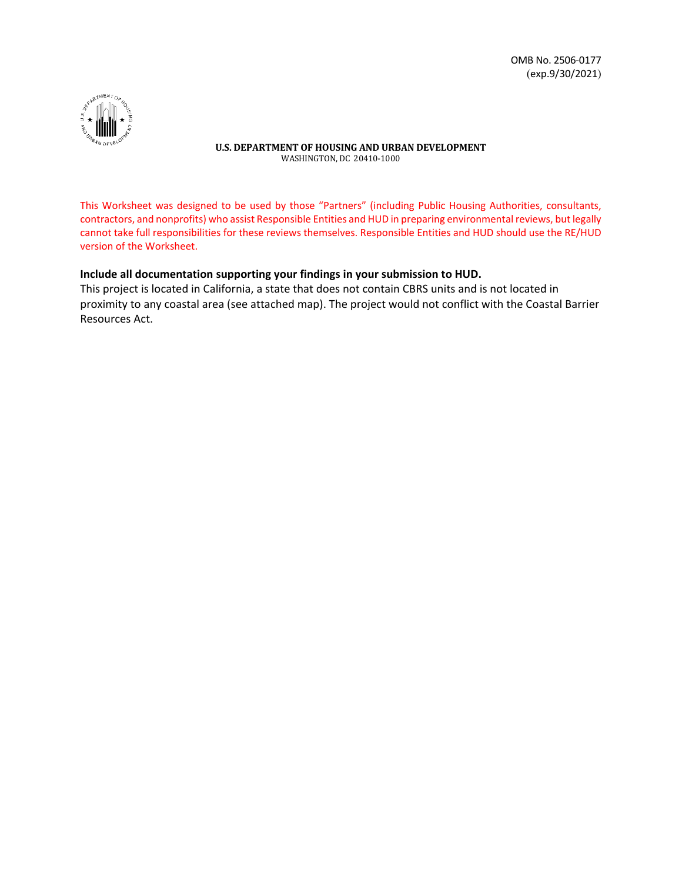OMB No. 2506-0177
(exp.9/30/2021)

**U.S. DEPARTMENT OF HOUSING AND URBAN DEVELOPMENT**
WASHINGTON, DC 20410-1000

This Worksheet was designed to be used by those "Partners" (including Public Housing Authorities, consultants, contractors, and nonprofits) who assist Responsible Entities and HUD in preparing environmental reviews, but legally cannot take full responsibilities for these reviews themselves. Responsible Entities and HUD should use the RE/HUD version of the Worksheet.

**Include all documentation supporting your findings in your submission to HUD.**

This project is located in California, a state that does not contain CBRS units and is not located in proximity to any coastal area (see attached map). The project would not conflict with the Coastal Barrier Resources Act.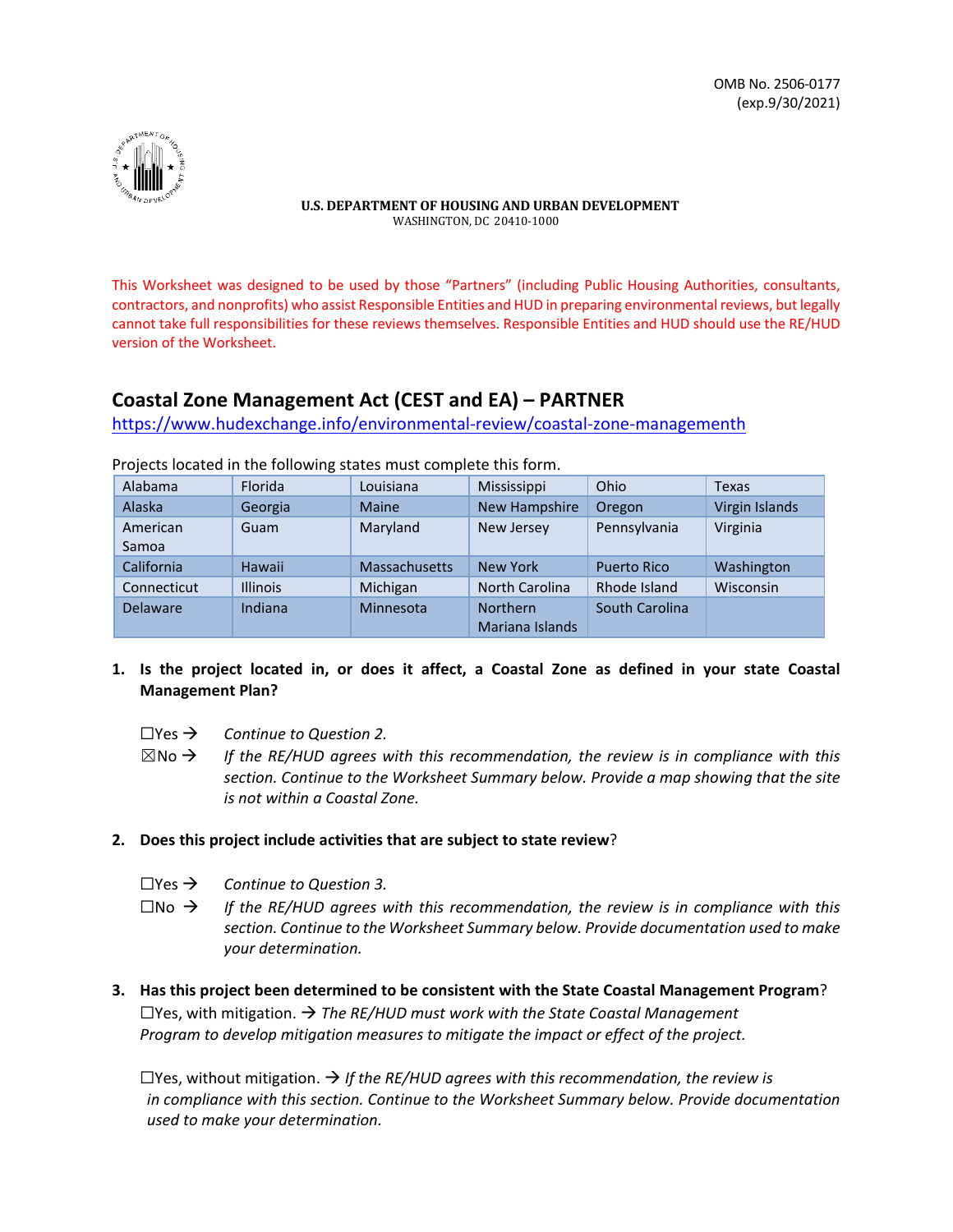OMB No. 2506-0177
(exp.9/30/2021)

**U.S. DEPARTMENT OF HOUSING AND URBAN DEVELOPMENT**
WASHINGTON, DC 20410-1000

This Worksheet was designed to be used by those "Partners" (including Public Housing Authorities, consultants, contractors, and nonprofits) who assist Responsible Entities and HUD in preparing environmental reviews, but legally cannot take full responsibilities for these reviews themselves. Responsible Entities and HUD should use the RE/HUD version of the Worksheet.

## Coastal Zone Management Act (CEST and EA) – PARTNER

https://www.hudexchange.info/environmental-review/coastal-zone-managementh

Projects located in the following states must complete this form.

| | | | | | |
|---|---|---|---|---|---|
| Alabama | Florida | Louisiana | Mississippi | Ohio | Texas |
| Alaska | Georgia | Maine | New Hampshire | Oregon | Virgin Islands |
| American Samoa | Guam | Maryland | New Jersey | Pennsylvania | Virginia |
| California | Hawaii | Massachusetts | New York | Puerto Rico | Washington |
| Connecticut | Illinois | Michigan | North Carolina | Rhode Island | Wisconsin |
| Delaware | Indiana | Minnesota | Northern Mariana Islands | South Carolina | |

1. **Is the project located in, or does it affect, a Coastal Zone as defined in your state Coastal Management Plan?**

   ☐Yes → *Continue to Question 2.*

   ☒No → *If the RE/HUD agrees with this recommendation, the review is in compliance with this section. Continue to the Worksheet Summary below. Provide a map showing that the site is not within a Coastal Zone.*

2. **Does this project include activities that are subject to state review**?

   ☐Yes → *Continue to Question 3.*

   ☐No → *If the RE/HUD agrees with this recommendation, the review is in compliance with this section. Continue to the Worksheet Summary below. Provide documentation used to make your determination.*

3. **Has this project been determined to be consistent with the State Coastal Management Program**?

   ☐Yes, with mitigation. → *The RE/HUD must work with the State Coastal Management Program to develop mitigation measures to mitigate the impact or effect of the project.*

   ☐Yes, without mitigation. → *If the RE/HUD agrees with this recommendation, the review is in compliance with this section. Continue to the Worksheet Summary below. Provide documentation used to make your determination.*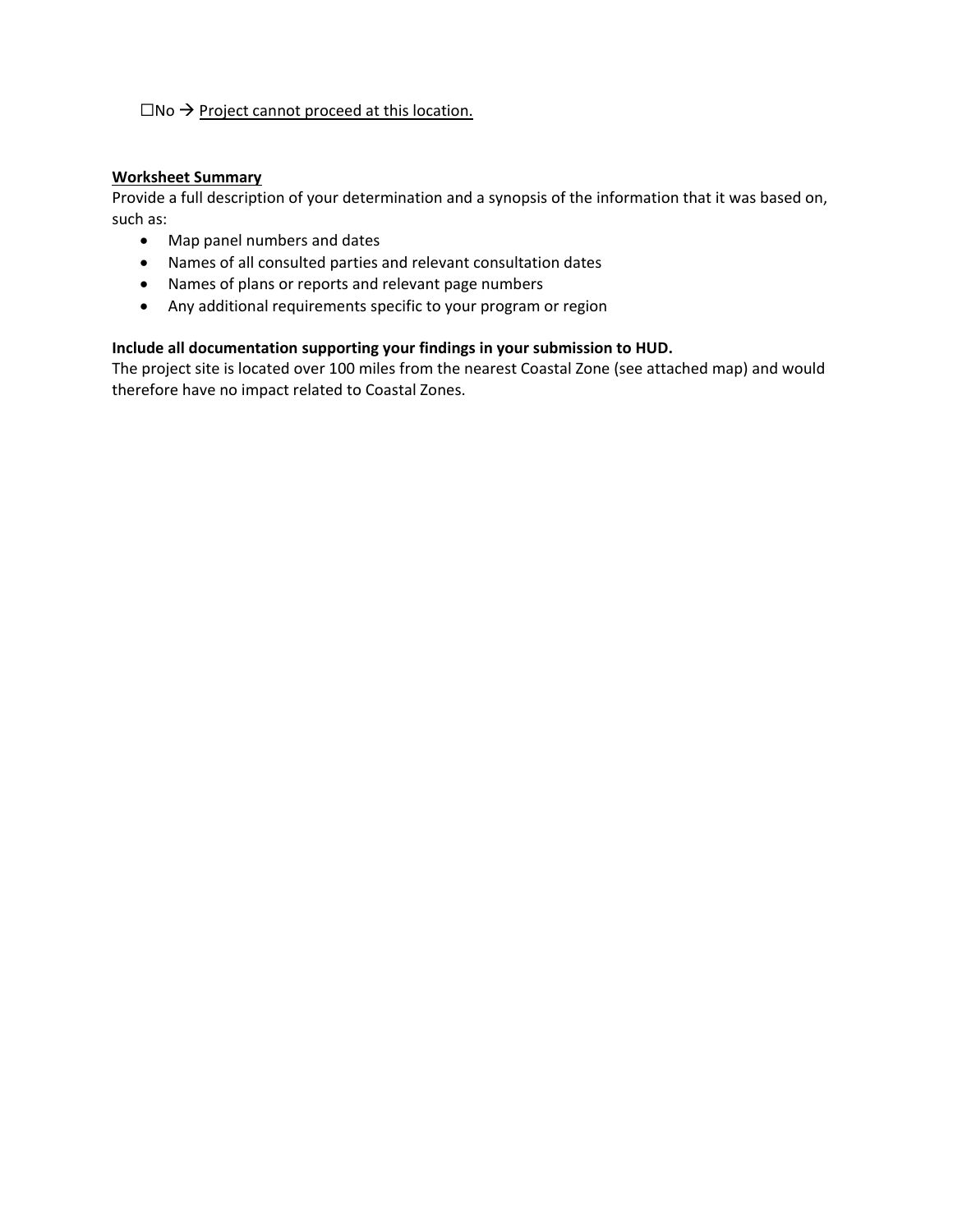☐No → <u>Project cannot proceed at this location.</u>

**<u>Worksheet Summary</u>**

Provide a full description of your determination and a synopsis of the information that it was based on, such as:

- Map panel numbers and dates
- Names of all consulted parties and relevant consultation dates
- Names of plans or reports and relevant page numbers
- Any additional requirements specific to your program or region

**Include all documentation supporting your findings in your submission to HUD.**

The project site is located over 100 miles from the nearest Coastal Zone (see attached map) and would therefore have no impact related to Coastal Zones.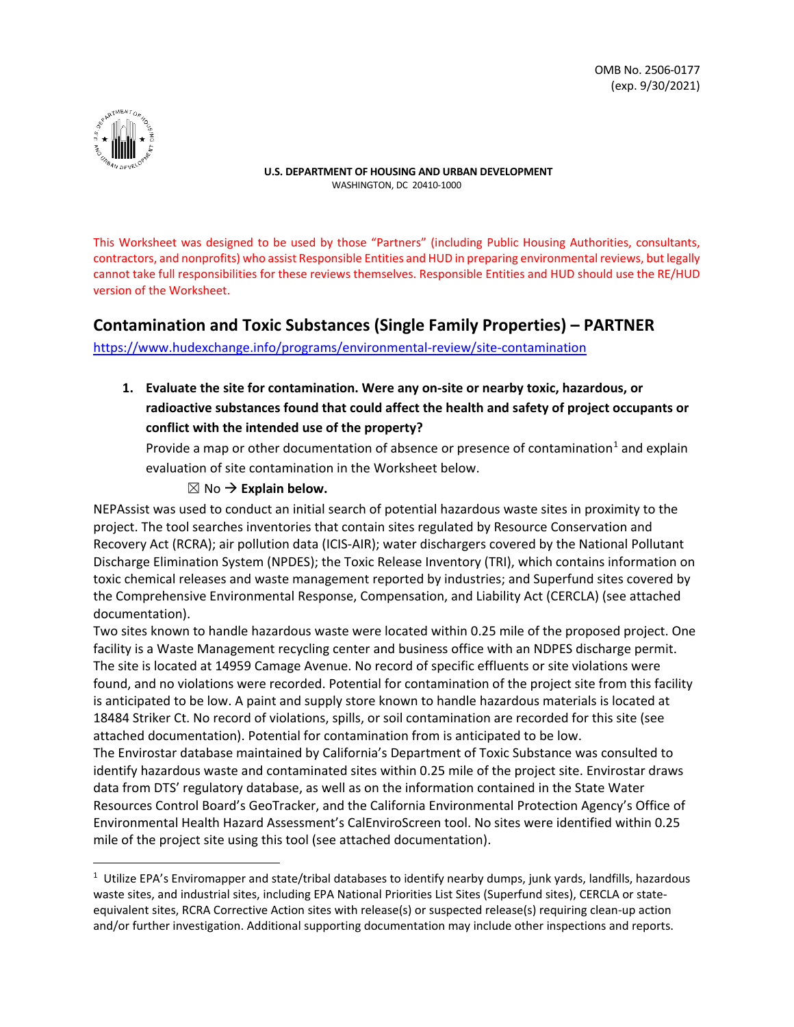OMB No. 2506-0177
(exp. 9/30/2021)

**U.S. DEPARTMENT OF HOUSING AND URBAN DEVELOPMENT**
WASHINGTON, DC 20410-1000

This Worksheet was designed to be used by those "Partners" (including Public Housing Authorities, consultants, contractors, and nonprofits) who assist Responsible Entities and HUD in preparing environmental reviews, but legally cannot take full responsibilities for these reviews themselves. Responsible Entities and HUD should use the RE/HUD version of the Worksheet.

## Contamination and Toxic Substances (Single Family Properties) – PARTNER

https://www.hudexchange.info/programs/environmental-review/site-contamination

1. **Evaluate the site for contamination. Were any on-site or nearby toxic, hazardous, or radioactive substances found that could affect the health and safety of project occupants or conflict with the intended use of the property?**

   Provide a map or other documentation of absence or presence of contamination[1] and explain evaluation of site contamination in the Worksheet below.

   ☒ No → **Explain below.**

NEPAssist was used to conduct an initial search of potential hazardous waste sites in proximity to the project. The tool searches inventories that contain sites regulated by Resource Conservation and Recovery Act (RCRA); air pollution data (ICIS-AIR); water dischargers covered by the National Pollutant Discharge Elimination System (NPDES); the Toxic Release Inventory (TRI), which contains information on toxic chemical releases and waste management reported by industries; and Superfund sites covered by the Comprehensive Environmental Response, Compensation, and Liability Act (CERCLA) (see attached documentation).

Two sites known to handle hazardous waste were located within 0.25 mile of the proposed project. One facility is a Waste Management recycling center and business office with an NDPES discharge permit. The site is located at 14959 Camage Avenue. No record of specific effluents or site violations were found, and no violations were recorded. Potential for contamination of the project site from this facility is anticipated to be low. A paint and supply store known to handle hazardous materials is located at 18484 Striker Ct. No record of violations, spills, or soil contamination are recorded for this site (see attached documentation). Potential for contamination from is anticipated to be low.

The Envirostar database maintained by California's Department of Toxic Substance was consulted to identify hazardous waste and contaminated sites within 0.25 mile of the project site. Envirostar draws data from DTS' regulatory database, as well as on the information contained in the State Water Resources Control Board's GeoTracker, and the California Environmental Protection Agency's Office of Environmental Health Hazard Assessment's CalEnviroScreen tool. No sites were identified within 0.25 mile of the project site using this tool (see attached documentation).

---

[1] Utilize EPA's Enviromapper and state/tribal databases to identify nearby dumps, junk yards, landfills, hazardous waste sites, and industrial sites, including EPA National Priorities List Sites (Superfund sites), CERCLA or state-equivalent sites, RCRA Corrective Action sites with release(s) or suspected release(s) requiring clean-up action and/or further investigation. Additional supporting documentation may include other inspections and reports.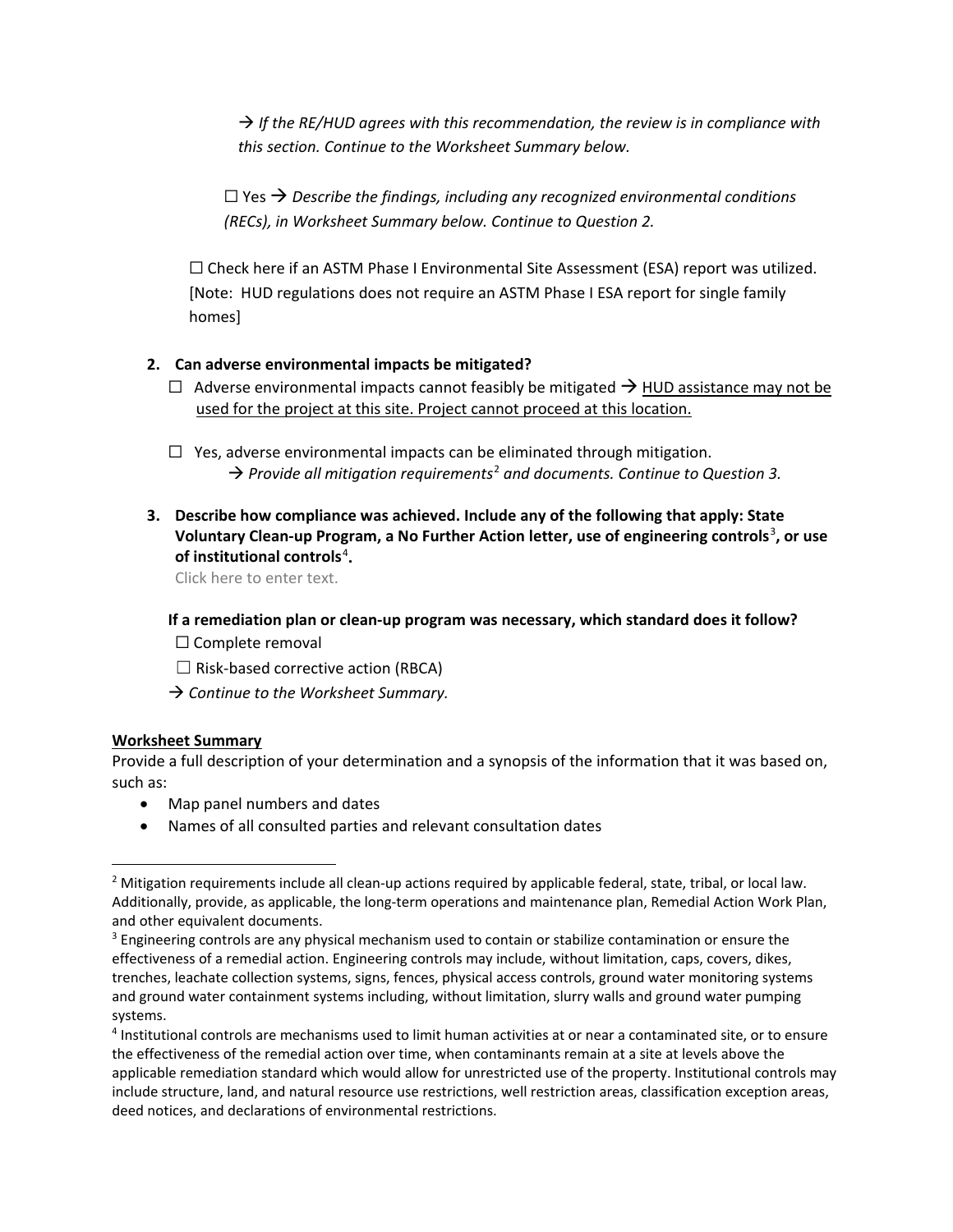→ *If the RE/HUD agrees with this recommendation, the review is in compliance with this section. Continue to the Worksheet Summary below.*

☐ Yes → *Describe the findings, including any recognized environmental conditions (RECs), in Worksheet Summary below. Continue to Question 2.*

☐ Check here if an ASTM Phase I Environmental Site Assessment (ESA) report was utilized. [Note: HUD regulations does not require an ASTM Phase I ESA report for single family homes]

2. **Can adverse environmental impacts be mitigated?**

   ☐ Adverse environmental impacts cannot feasibly be mitigated → <u>HUD assistance may not be used for the project at this site. Project cannot proceed at this location.</u>

   ☐ Yes, adverse environmental impacts can be eliminated through mitigation.
   → *Provide all mitigation requirements[2] and documents. Continue to Question 3.*

3. **Describe how compliance was achieved. Include any of the following that apply: State Voluntary Clean-up Program, a No Further Action letter, use of engineering controls[3], or use of institutional controls[4].**

   Click here to enter text.

   **If a remediation plan or clean-up program was necessary, which standard does it follow?**

   ☐ Complete removal

   ☐ Risk-based corrective action (RBCA)

   → *Continue to the Worksheet Summary.*

**<u>Worksheet Summary</u>**

Provide a full description of your determination and a synopsis of the information that it was based on, such as:

- Map panel numbers and dates
- Names of all consulted parties and relevant consultation dates

---

[2] Mitigation requirements include all clean-up actions required by applicable federal, state, tribal, or local law. Additionally, provide, as applicable, the long-term operations and maintenance plan, Remedial Action Work Plan, and other equivalent documents.

[3] Engineering controls are any physical mechanism used to contain or stabilize contamination or ensure the effectiveness of a remedial action. Engineering controls may include, without limitation, caps, covers, dikes, trenches, leachate collection systems, signs, fences, physical access controls, ground water monitoring systems and ground water containment systems including, without limitation, slurry walls and ground water pumping systems.

[4] Institutional controls are mechanisms used to limit human activities at or near a contaminated site, or to ensure the effectiveness of the remedial action over time, when contaminants remain at a site at levels above the applicable remediation standard which would allow for unrestricted use of the property. Institutional controls may include structure, land, and natural resource use restrictions, well restriction areas, classification exception areas, deed notices, and declarations of environmental restrictions.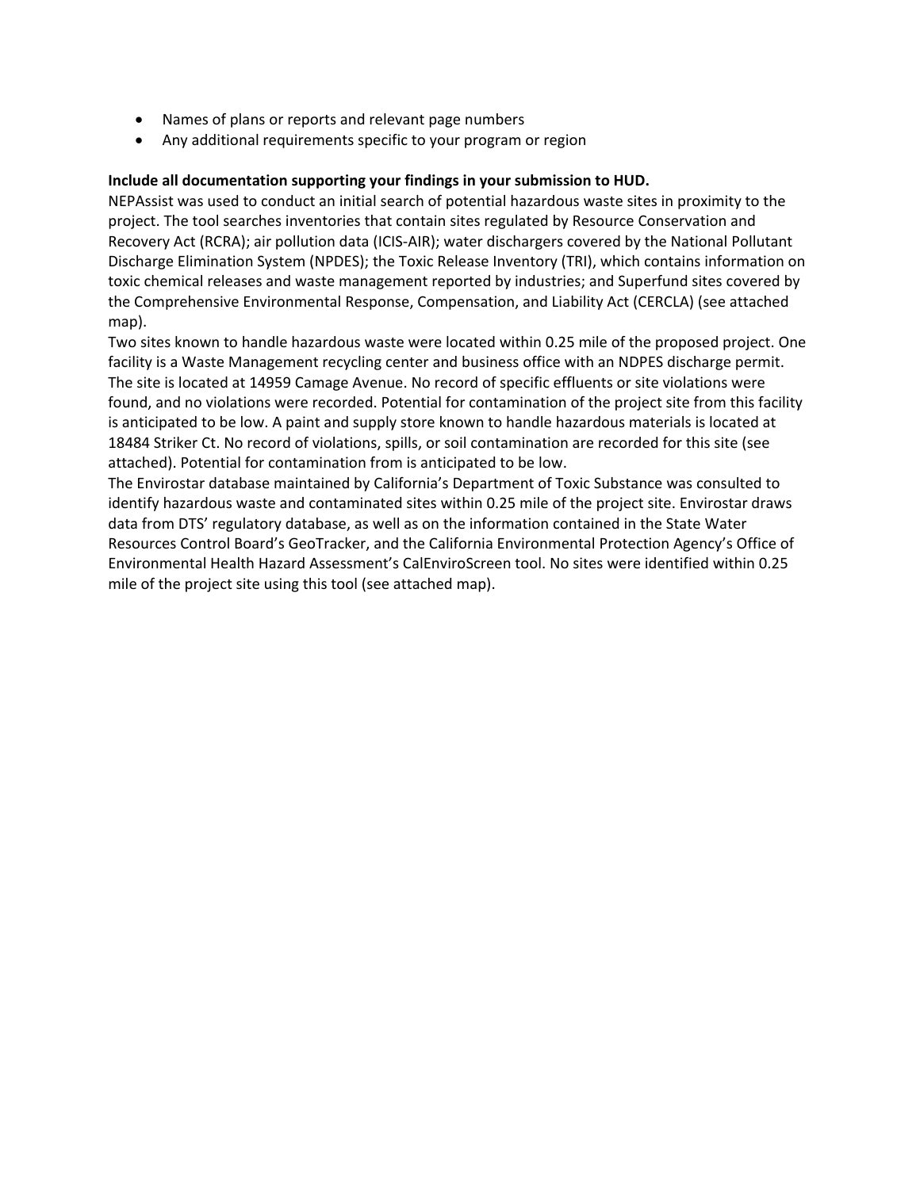- Names of plans or reports and relevant page numbers
- Any additional requirements specific to your program or region

**Include all documentation supporting your findings in your submission to HUD.**

NEPAssist was used to conduct an initial search of potential hazardous waste sites in proximity to the project. The tool searches inventories that contain sites regulated by Resource Conservation and Recovery Act (RCRA); air pollution data (ICIS-AIR); water dischargers covered by the National Pollutant Discharge Elimination System (NPDES); the Toxic Release Inventory (TRI), which contains information on toxic chemical releases and waste management reported by industries; and Superfund sites covered by the Comprehensive Environmental Response, Compensation, and Liability Act (CERCLA) (see attached map).

Two sites known to handle hazardous waste were located within 0.25 mile of the proposed project. One facility is a Waste Management recycling center and business office with an NDPES discharge permit. The site is located at 14959 Camage Avenue. No record of specific effluents or site violations were found, and no violations were recorded. Potential for contamination of the project site from this facility is anticipated to be low. A paint and supply store known to handle hazardous materials is located at 18484 Striker Ct. No record of violations, spills, or soil contamination are recorded for this site (see attached). Potential for contamination from is anticipated to be low.

The Envirostar database maintained by California's Department of Toxic Substance was consulted to identify hazardous waste and contaminated sites within 0.25 mile of the project site. Envirostar draws data from DTS' regulatory database, as well as on the information contained in the State Water Resources Control Board's GeoTracker, and the California Environmental Protection Agency's Office of Environmental Health Hazard Assessment's CalEnviroScreen tool. No sites were identified within 0.25 mile of the project site using this tool (see attached map).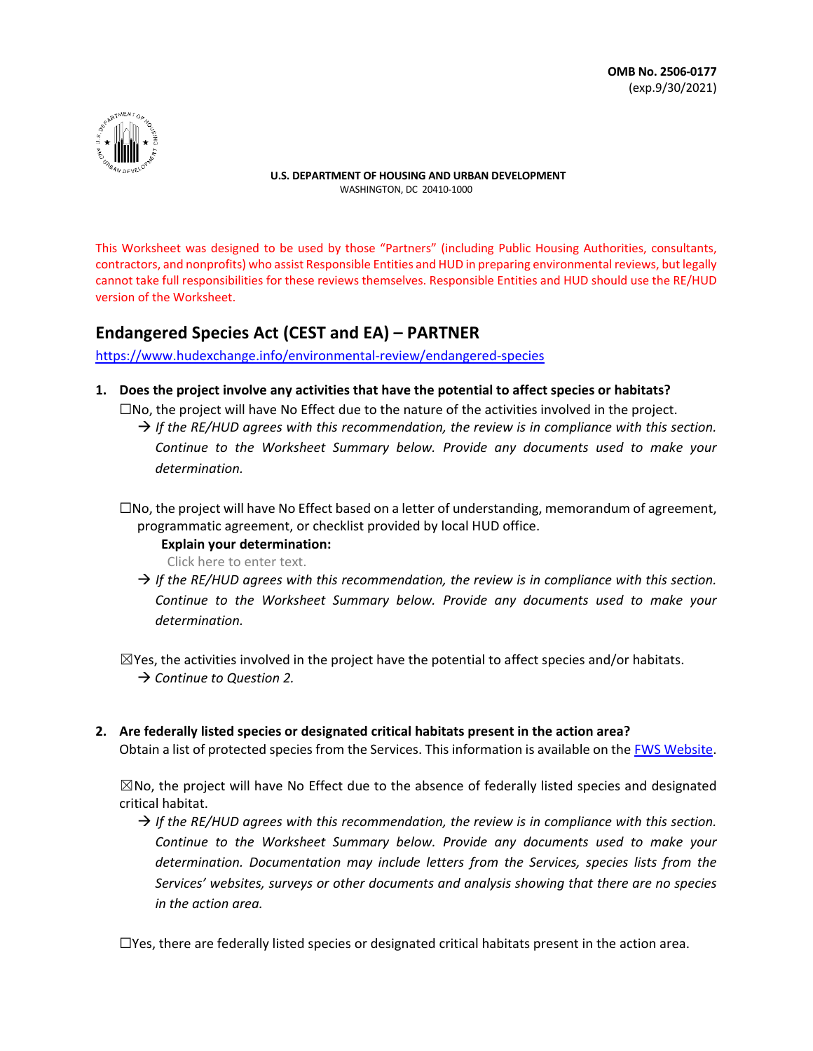OMB No. 2506-0177
(exp.9/30/2021)

U.S. DEPARTMENT OF HOUSING AND URBAN DEVELOPMENT
WASHINGTON, DC 20410-1000

This Worksheet was designed to be used by those "Partners" (including Public Housing Authorities, consultants, contractors, and nonprofits) who assist Responsible Entities and HUD in preparing environmental reviews, but legally cannot take full responsibilities for these reviews themselves. Responsible Entities and HUD should use the RE/HUD version of the Worksheet.

## Endangered Species Act (CEST and EA) – PARTNER

[https://www.hudexchange.info/environmental-review/endangered-species](https://www.hudexchange.info/environmental-review/endangered-species)

1. **Does the project involve any activities that have the potential to affect species or habitats?**

   ☐No, the project will have No Effect due to the nature of the activities involved in the project.

   → *If the RE/HUD agrees with this recommendation, the review is in compliance with this section. Continue to the Worksheet Summary below. Provide any documents used to make your determination.*

   ☐No, the project will have No Effect based on a letter of understanding, memorandum of agreement, programmatic agreement, or checklist provided by local HUD office.

   **Explain your determination:**

   Click here to enter text.

   → *If the RE/HUD agrees with this recommendation, the review is in compliance with this section. Continue to the Worksheet Summary below. Provide any documents used to make your determination.*

   ☒Yes, the activities involved in the project have the potential to affect species and/or habitats.

   → *Continue to Question 2.*

2. **Are federally listed species or designated critical habitats present in the action area?**

   Obtain a list of protected species from the Services. This information is available on the [FWS Website](FWS Website).

   ☒No, the project will have No Effect due to the absence of federally listed species and designated critical habitat.

   → *If the RE/HUD agrees with this recommendation, the review is in compliance with this section. Continue to the Worksheet Summary below. Provide any documents used to make your determination. Documentation may include letters from the Services, species lists from the Services' websites, surveys or other documents and analysis showing that there are no species in the action area.*

   ☐Yes, there are federally listed species or designated critical habitats present in the action area.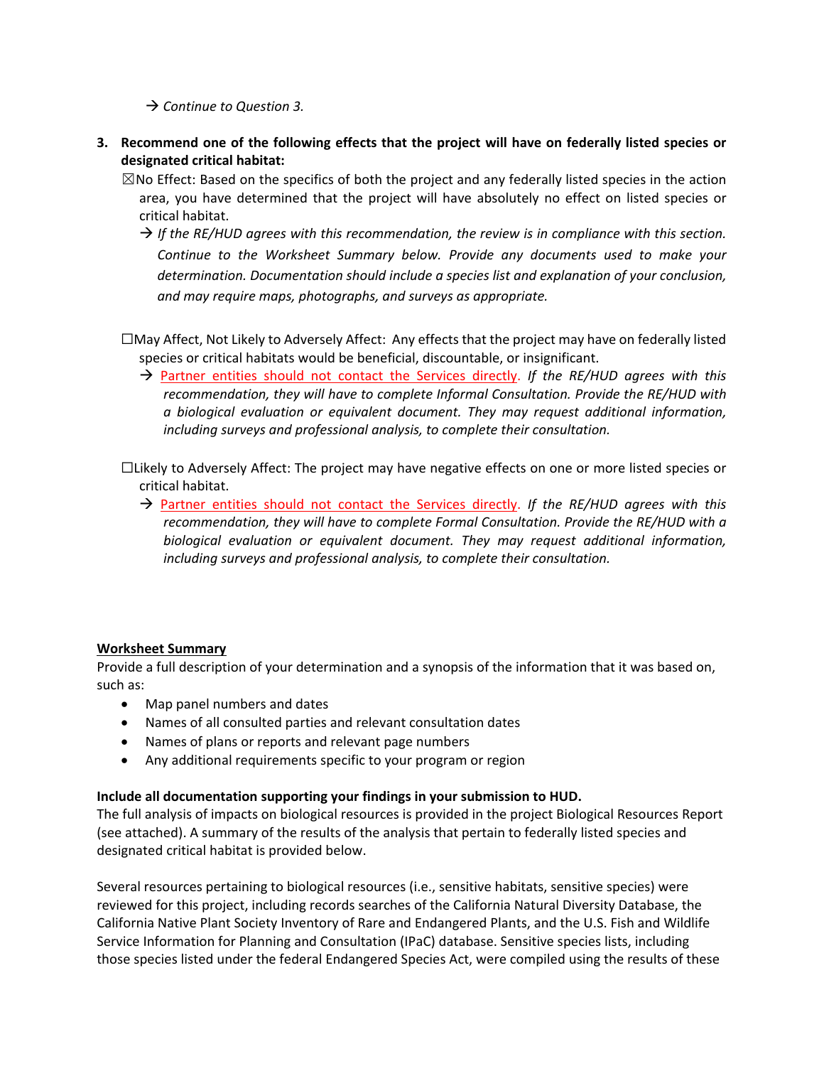→ *Continue to Question 3.*

3. **Recommend one of the following effects that the project will have on federally listed species or designated critical habitat:**

   ☒No Effect: Based on the specifics of both the project and any federally listed species in the action area, you have determined that the project will have absolutely no effect on listed species or critical habitat.

   → *If the RE/HUD agrees with this recommendation, the review is in compliance with this section. Continue to the Worksheet Summary below. Provide any documents used to make your determination. Documentation should include a species list and explanation of your conclusion, and may require maps, photographs, and surveys as appropriate.*

   ☐May Affect, Not Likely to Adversely Affect: Any effects that the project may have on federally listed species or critical habitats would be beneficial, discountable, or insignificant.

   → Partner entities should not contact the Services directly. *If the RE/HUD agrees with this recommendation, they will have to complete Informal Consultation. Provide the RE/HUD with a biological evaluation or equivalent document. They may request additional information, including surveys and professional analysis, to complete their consultation.*

   ☐Likely to Adversely Affect: The project may have negative effects on one or more listed species or critical habitat.

   → Partner entities should not contact the Services directly. *If the RE/HUD agrees with this recommendation, they will have to complete Formal Consultation. Provide the RE/HUD with a biological evaluation or equivalent document. They may request additional information, including surveys and professional analysis, to complete their consultation.*

**Worksheet Summary**

Provide a full description of your determination and a synopsis of the information that it was based on, such as:

- Map panel numbers and dates
- Names of all consulted parties and relevant consultation dates
- Names of plans or reports and relevant page numbers
- Any additional requirements specific to your program or region

**Include all documentation supporting your findings in your submission to HUD.**

The full analysis of impacts on biological resources is provided in the project Biological Resources Report (see attached). A summary of the results of the analysis that pertain to federally listed species and designated critical habitat is provided below.

Several resources pertaining to biological resources (i.e., sensitive habitats, sensitive species) were reviewed for this project, including records searches of the California Natural Diversity Database, the California Native Plant Society Inventory of Rare and Endangered Plants, and the U.S. Fish and Wildlife Service Information for Planning and Consultation (IPaC) database. Sensitive species lists, including those species listed under the federal Endangered Species Act, were compiled using the results of these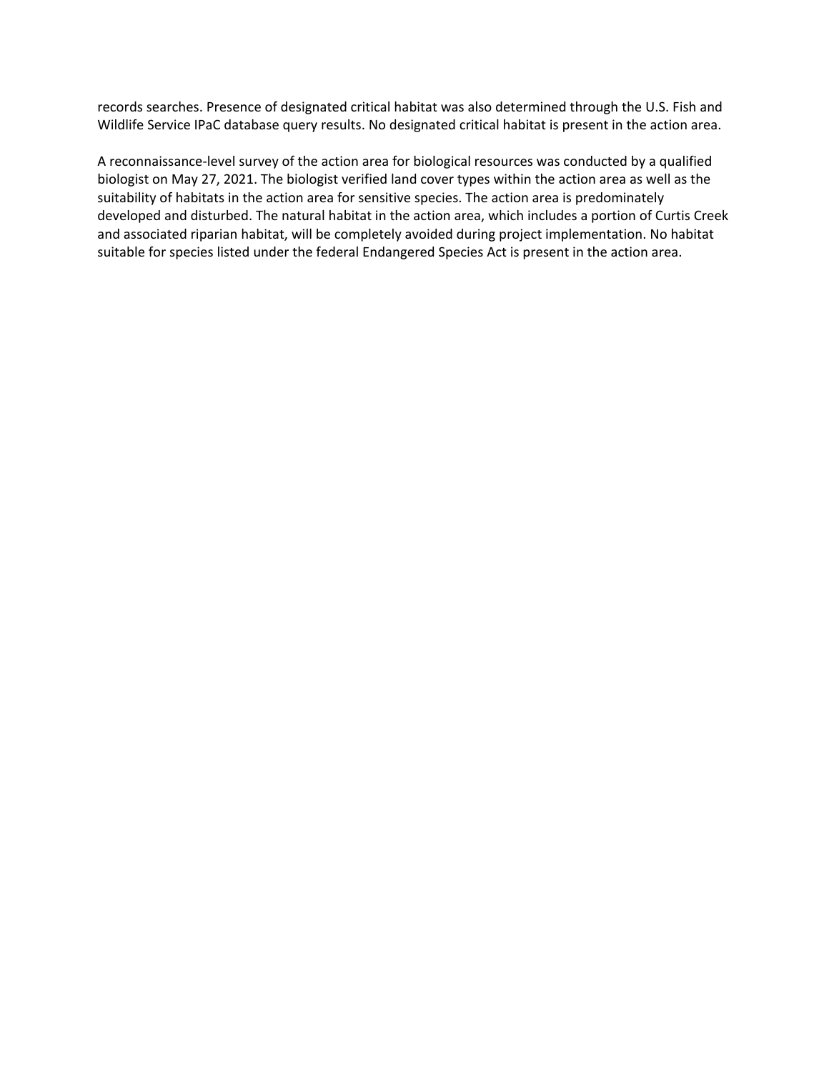records searches. Presence of designated critical habitat was also determined through the U.S. Fish and Wildlife Service IPaC database query results. No designated critical habitat is present in the action area.

A reconnaissance-level survey of the action area for biological resources was conducted by a qualified biologist on May 27, 2021. The biologist verified land cover types within the action area as well as the suitability of habitats in the action area for sensitive species. The action area is predominately developed and disturbed. The natural habitat in the action area, which includes a portion of Curtis Creek and associated riparian habitat, will be completely avoided during project implementation. No habitat suitable for species listed under the federal Endangered Species Act is present in the action area.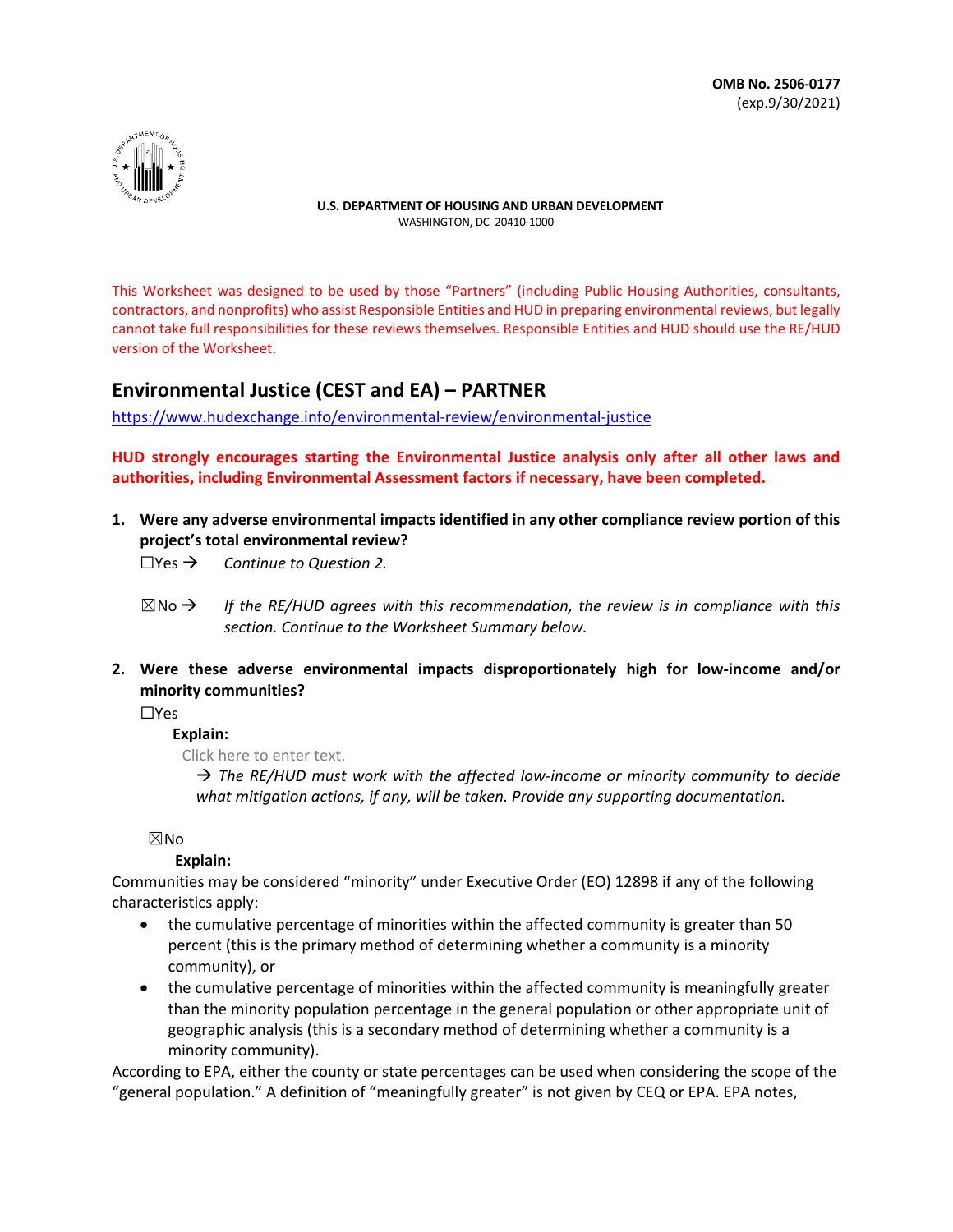OMB No. 2506-0177
(exp.9/30/2021)

U.S. DEPARTMENT OF HOUSING AND URBAN DEVELOPMENT
WASHINGTON, DC 20410-1000

This Worksheet was designed to be used by those "Partners" (including Public Housing Authorities, consultants, contractors, and nonprofits) who assist Responsible Entities and HUD in preparing environmental reviews, but legally cannot take full responsibilities for these reviews themselves. Responsible Entities and HUD should use the RE/HUD version of the Worksheet.

## Environmental Justice (CEST and EA) – PARTNER

https://www.hudexchange.info/environmental-review/environmental-justice

**HUD strongly encourages starting the Environmental Justice analysis only after all other laws and authorities, including Environmental Assessment factors if necessary, have been completed.**

1. **Were any adverse environmental impacts identified in any other compliance review portion of this project's total environmental review?**

   ☐Yes → *Continue to Question 2.*

   ☒No → *If the RE/HUD agrees with this recommendation, the review is in compliance with this section. Continue to the Worksheet Summary below.*

2. **Were these adverse environmental impacts disproportionately high for low-income and/or minority communities?**

   ☐Yes

   **Explain:**

   Click here to enter text.

   → *The RE/HUD must work with the affected low-income or minority community to decide what mitigation actions, if any, will be taken. Provide any supporting documentation.*

   ☒No

   **Explain:**

Communities may be considered "minority" under Executive Order (EO) 12898 if any of the following characteristics apply:

- the cumulative percentage of minorities within the affected community is greater than 50 percent (this is the primary method of determining whether a community is a minority community), or
- the cumulative percentage of minorities within the affected community is meaningfully greater than the minority population percentage in the general population or other appropriate unit of geographic analysis (this is a secondary method of determining whether a community is a minority community).

According to EPA, either the county or state percentages can be used when considering the scope of the "general population." A definition of "meaningfully greater" is not given by CEQ or EPA. EPA notes,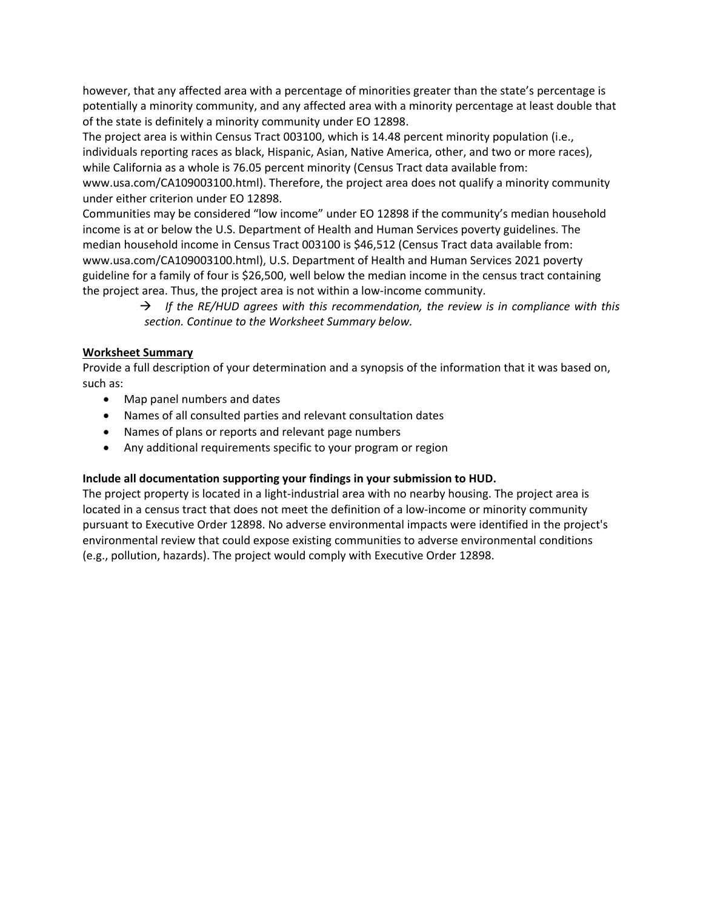however, that any affected area with a percentage of minorities greater than the state's percentage is potentially a minority community, and any affected area with a minority percentage at least double that of the state is definitely a minority community under EO 12898.

The project area is within Census Tract 003100, which is 14.48 percent minority population (i.e., individuals reporting races as black, Hispanic, Asian, Native America, other, and two or more races), while California as a whole is 76.05 percent minority (Census Tract data available from: www.usa.com/CA109003100.html). Therefore, the project area does not qualify a minority community under either criterion under EO 12898.

Communities may be considered "low income" under EO 12898 if the community's median household income is at or below the U.S. Department of Health and Human Services poverty guidelines. The median household income in Census Tract 003100 is $46,512 (Census Tract data available from: www.usa.com/CA109003100.html), U.S. Department of Health and Human Services 2021 poverty guideline for a family of four is $26,500, well below the median income in the census tract containing the project area. Thus, the project area is not within a low-income community.

> → *If the RE/HUD agrees with this recommendation, the review is in compliance with this section. Continue to the Worksheet Summary below.*

**<u>Worksheet Summary</u>**

Provide a full description of your determination and a synopsis of the information that it was based on, such as:

- Map panel numbers and dates
- Names of all consulted parties and relevant consultation dates
- Names of plans or reports and relevant page numbers
- Any additional requirements specific to your program or region

**Include all documentation supporting your findings in your submission to HUD.**

The project property is located in a light-industrial area with no nearby housing. The project area is located in a census tract that does not meet the definition of a low-income or minority community pursuant to Executive Order 12898. No adverse environmental impacts were identified in the project's environmental review that could expose existing communities to adverse environmental conditions (e.g., pollution, hazards). The project would comply with Executive Order 12898.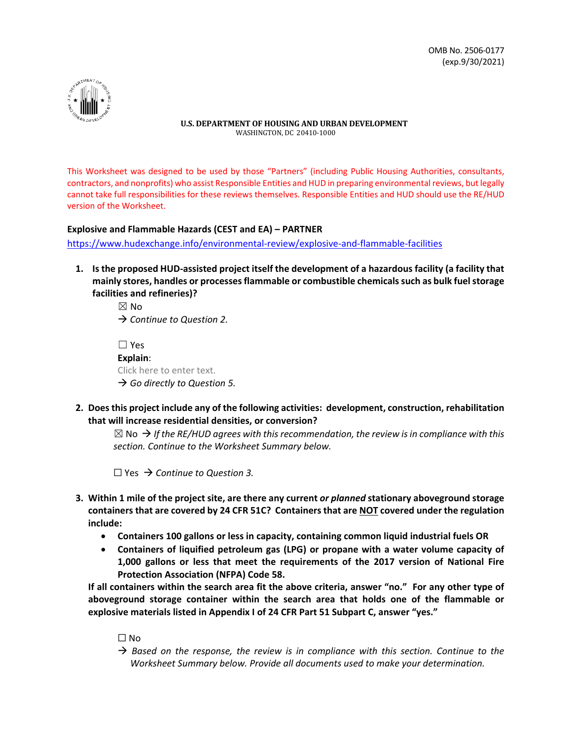OMB No. 2506-0177
(exp.9/30/2021)

**U.S. DEPARTMENT OF HOUSING AND URBAN DEVELOPMENT**
WASHINGTON, DC 20410-1000

This Worksheet was designed to be used by those "Partners" (including Public Housing Authorities, consultants, contractors, and nonprofits) who assist Responsible Entities and HUD in preparing environmental reviews, but legally cannot take full responsibilities for these reviews themselves. Responsible Entities and HUD should use the RE/HUD version of the Worksheet.

**Explosive and Flammable Hazards (CEST and EA) – PARTNER**

https://www.hudexchange.info/environmental-review/explosive-and-flammable-facilities

1. **Is the proposed HUD-assisted project itself the development of a hazardous facility (a facility that mainly stores, handles or processes flammable or combustible chemicals such as bulk fuel storage facilities and refineries)?**

   ☒ No
   → *Continue to Question 2.*

   ☐ Yes
   **Explain**:
   Click here to enter text.
   → *Go directly to Question 5.*

2. **Does this project include any of the following activities: development, construction, rehabilitation that will increase residential densities, or conversion?**

   ☒ No → *If the RE/HUD agrees with this recommendation, the review is in compliance with this section. Continue to the Worksheet Summary below.*

   ☐ Yes → *Continue to Question 3.*

3. **Within 1 mile of the project site, are there any current *or planned* stationary aboveground storage containers that are covered by 24 CFR 51C? Containers that are NOT covered under the regulation include:**
   - **Containers 100 gallons or less in capacity, containing common liquid industrial fuels OR**
   - **Containers of liquified petroleum gas (LPG) or propane with a water volume capacity of 1,000 gallons or less that meet the requirements of the 2017 version of National Fire Protection Association (NFPA) Code 58.**

   **If all containers within the search area fit the above criteria, answer "no." For any other type of aboveground storage container within the search area that holds one of the flammable or explosive materials listed in Appendix I of 24 CFR Part 51 Subpart C, answer "yes."**

   ☐ No
   → *Based on the response, the review is in compliance with this section. Continue to the Worksheet Summary below. Provide all documents used to make your determination.*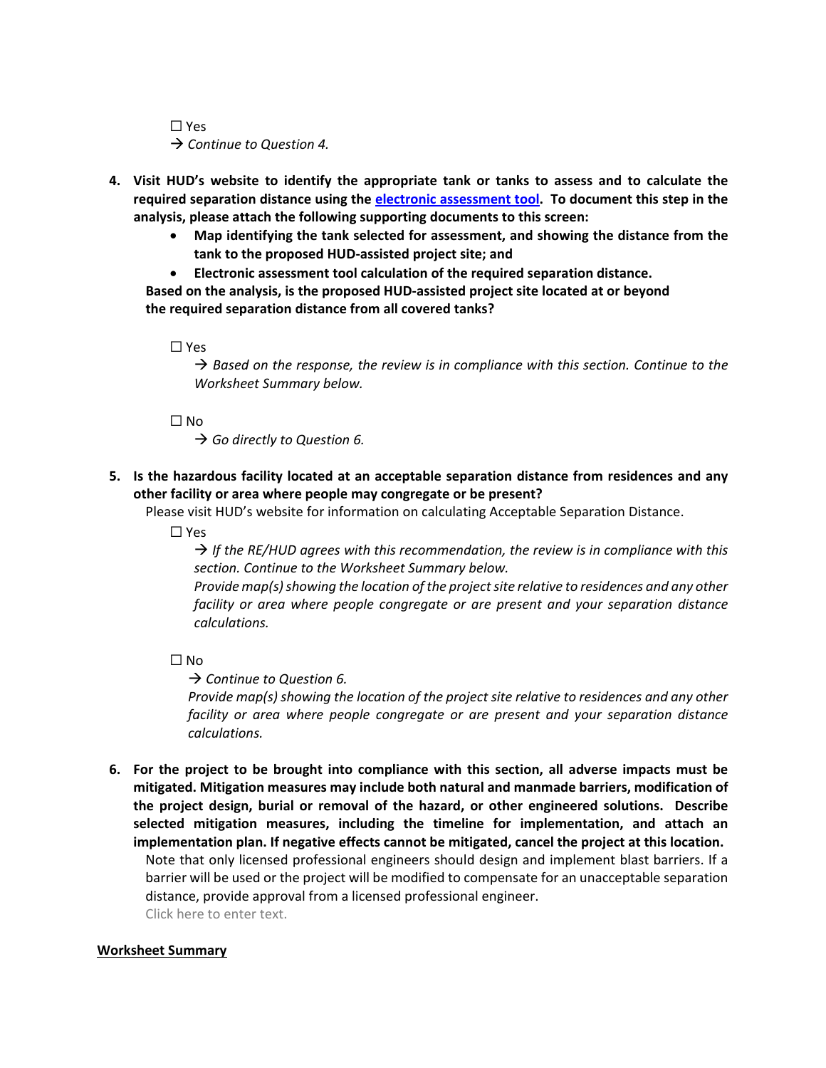☐ Yes

→ *Continue to Question 4.*

4. **Visit HUD's website to identify the appropriate tank or tanks to assess and to calculate the required separation distance using the electronic assessment tool. To document this step in the analysis, please attach the following supporting documents to this screen:**
   - **Map identifying the tank selected for assessment, and showing the distance from the tank to the proposed HUD-assisted project site; and**
   - **Electronic assessment tool calculation of the required separation distance.**

   **Based on the analysis, is the proposed HUD-assisted project site located at or beyond the required separation distance from all covered tanks?**

   ☐ Yes

   → *Based on the response, the review is in compliance with this section. Continue to the Worksheet Summary below.*

   ☐ No

   → *Go directly to Question 6.*

5. **Is the hazardous facility located at an acceptable separation distance from residences and any other facility or area where people may congregate or be present?**

   Please visit HUD's website for information on calculating Acceptable Separation Distance.

   ☐ Yes

   → *If the RE/HUD agrees with this recommendation, the review is in compliance with this section. Continue to the Worksheet Summary below.*

   *Provide map(s) showing the location of the project site relative to residences and any other facility or area where people congregate or are present and your separation distance calculations.*

   ☐ No

   → *Continue to Question 6.*

   *Provide map(s) showing the location of the project site relative to residences and any other facility or area where people congregate or are present and your separation distance calculations.*

6. **For the project to be brought into compliance with this section, all adverse impacts must be mitigated. Mitigation measures may include both natural and manmade barriers, modification of the project design, burial or removal of the hazard, or other engineered solutions. Describe selected mitigation measures, including the timeline for implementation, and attach an implementation plan. If negative effects cannot be mitigated, cancel the project at this location.**

   Note that only licensed professional engineers should design and implement blast barriers. If a barrier will be used or the project will be modified to compensate for an unacceptable separation distance, provide approval from a licensed professional engineer.

   Click here to enter text.

**Worksheet Summary**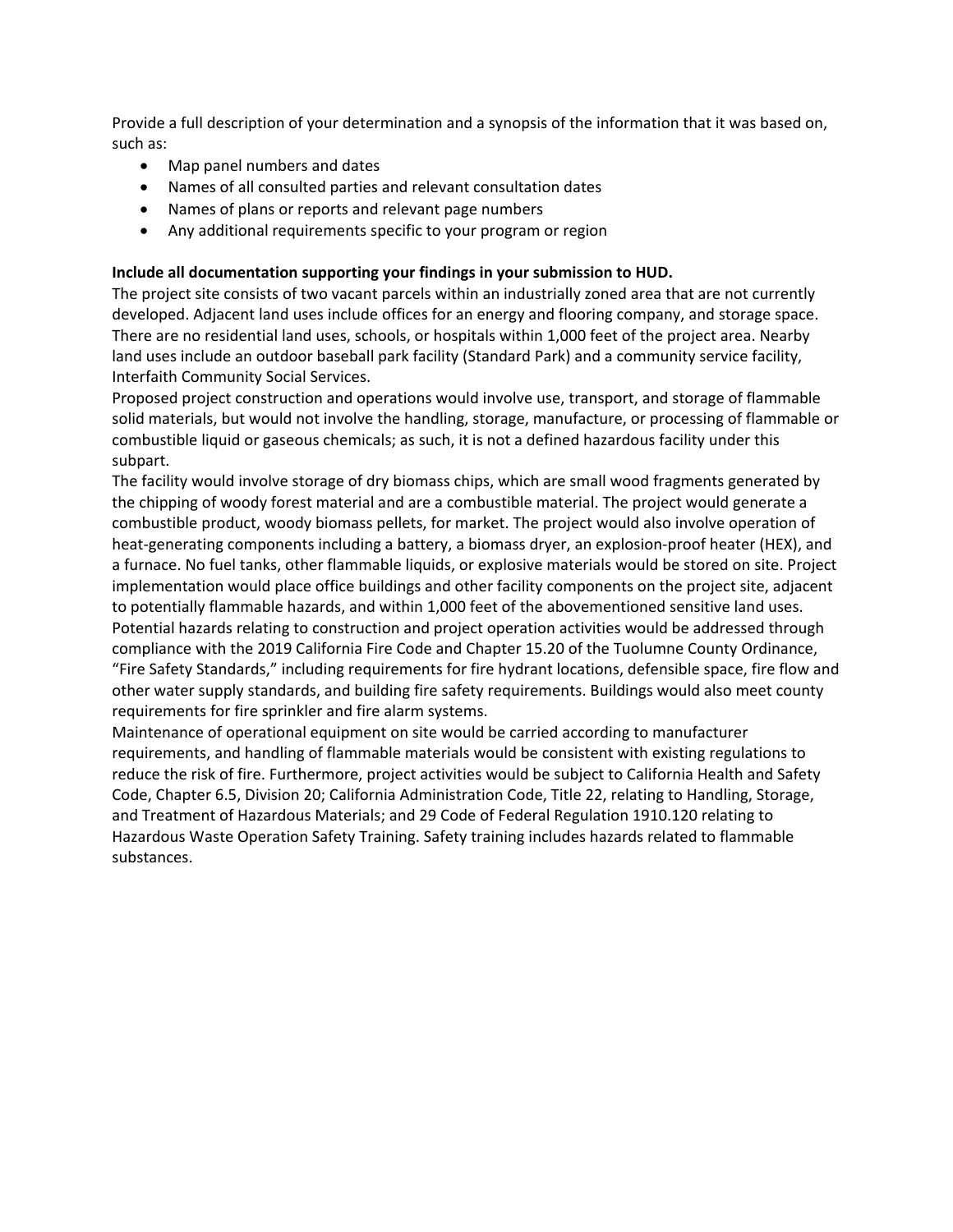Provide a full description of your determination and a synopsis of the information that it was based on, such as:

- Map panel numbers and dates
- Names of all consulted parties and relevant consultation dates
- Names of plans or reports and relevant page numbers
- Any additional requirements specific to your program or region

**Include all documentation supporting your findings in your submission to HUD.**

The project site consists of two vacant parcels within an industrially zoned area that are not currently developed. Adjacent land uses include offices for an energy and flooring company, and storage space. There are no residential land uses, schools, or hospitals within 1,000 feet of the project area. Nearby land uses include an outdoor baseball park facility (Standard Park) and a community service facility, Interfaith Community Social Services.

Proposed project construction and operations would involve use, transport, and storage of flammable solid materials, but would not involve the handling, storage, manufacture, or processing of flammable or combustible liquid or gaseous chemicals; as such, it is not a defined hazardous facility under this subpart.

The facility would involve storage of dry biomass chips, which are small wood fragments generated by the chipping of woody forest material and are a combustible material. The project would generate a combustible product, woody biomass pellets, for market. The project would also involve operation of heat-generating components including a battery, a biomass dryer, an explosion-proof heater (HEX), and a furnace. No fuel tanks, other flammable liquids, or explosive materials would be stored on site. Project implementation would place office buildings and other facility components on the project site, adjacent to potentially flammable hazards, and within 1,000 feet of the abovementioned sensitive land uses. Potential hazards relating to construction and project operation activities would be addressed through compliance with the 2019 California Fire Code and Chapter 15.20 of the Tuolumne County Ordinance, "Fire Safety Standards," including requirements for fire hydrant locations, defensible space, fire flow and other water supply standards, and building fire safety requirements. Buildings would also meet county requirements for fire sprinkler and fire alarm systems.

Maintenance of operational equipment on site would be carried according to manufacturer requirements, and handling of flammable materials would be consistent with existing regulations to reduce the risk of fire. Furthermore, project activities would be subject to California Health and Safety Code, Chapter 6.5, Division 20; California Administration Code, Title 22, relating to Handling, Storage, and Treatment of Hazardous Materials; and 29 Code of Federal Regulation 1910.120 relating to Hazardous Waste Operation Safety Training. Safety training includes hazards related to flammable substances.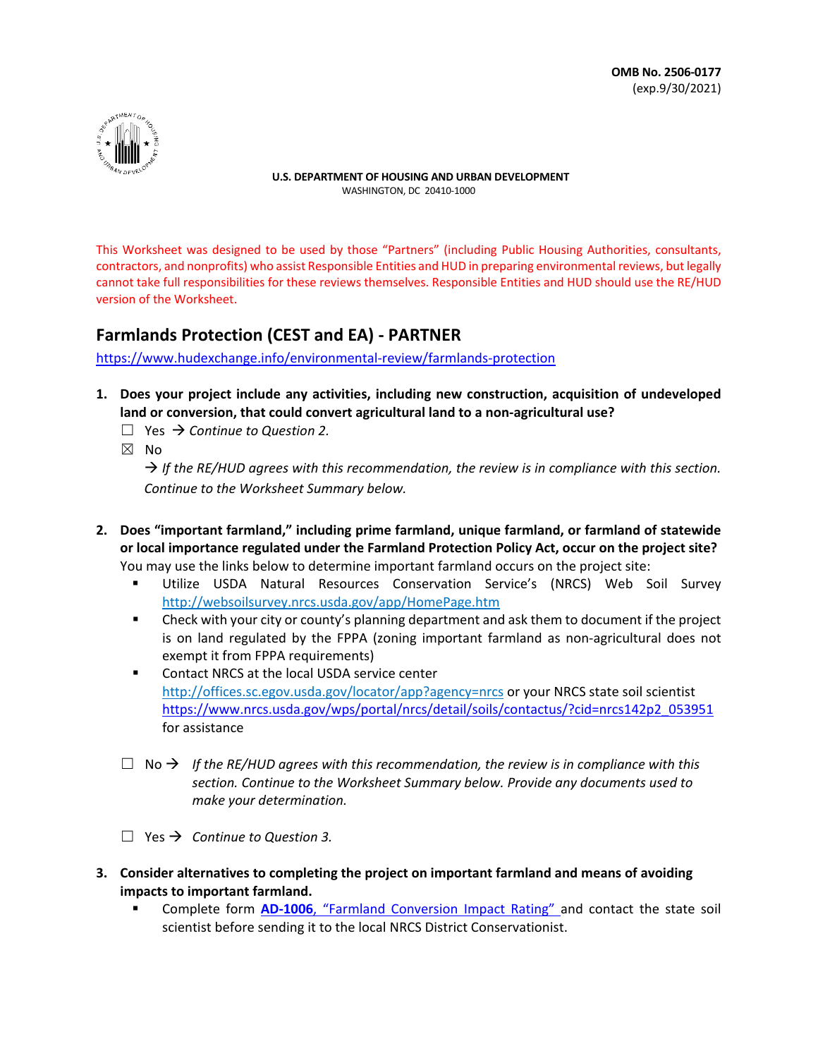OMB No. 2506-0177
(exp.9/30/2021)

U.S. DEPARTMENT OF HOUSING AND URBAN DEVELOPMENT
WASHINGTON, DC 20410-1000

This Worksheet was designed to be used by those "Partners" (including Public Housing Authorities, consultants, contractors, and nonprofits) who assist Responsible Entities and HUD in preparing environmental reviews, but legally cannot take full responsibilities for these reviews themselves. Responsible Entities and HUD should use the RE/HUD version of the Worksheet.

## Farmlands Protection (CEST and EA) - PARTNER

https://www.hudexchange.info/environmental-review/farmlands-protection

1. **Does your project include any activities, including new construction, acquisition of undeveloped land or conversion, that could convert agricultural land to a non-agricultural use?**

   ☐ Yes → *Continue to Question 2.*

   ☒ No

   → *If the RE/HUD agrees with this recommendation, the review is in compliance with this section. Continue to the Worksheet Summary below.*

2. **Does "important farmland," including prime farmland, unique farmland, or farmland of statewide or local importance regulated under the Farmland Protection Policy Act, occur on the project site?**
   You may use the links below to determine important farmland occurs on the project site:
   - Utilize USDA Natural Resources Conservation Service's (NRCS) Web Soil Survey http://websoilsurvey.nrcs.usda.gov/app/HomePage.htm
   - Check with your city or county's planning department and ask them to document if the project is on land regulated by the FPPA (zoning important farmland as non-agricultural does not exempt it from FPPA requirements)
   - Contact NRCS at the local USDA service center http://offices.sc.egov.usda.gov/locator/app?agency=nrcs or your NRCS state soil scientist https://www.nrcs.usda.gov/wps/portal/nrcs/detail/soils/contactus/?cid=nrcs142p2_053951 for assistance

   ☐ No → *If the RE/HUD agrees with this recommendation, the review is in compliance with this section. Continue to the Worksheet Summary below. Provide any documents used to make your determination.*

   ☐ Yes → *Continue to Question 3.*

3. **Consider alternatives to completing the project on important farmland and means of avoiding impacts to important farmland.**
   - Complete form **AD-1006**, "Farmland Conversion Impact Rating" and contact the state soil scientist before sending it to the local NRCS District Conservationist.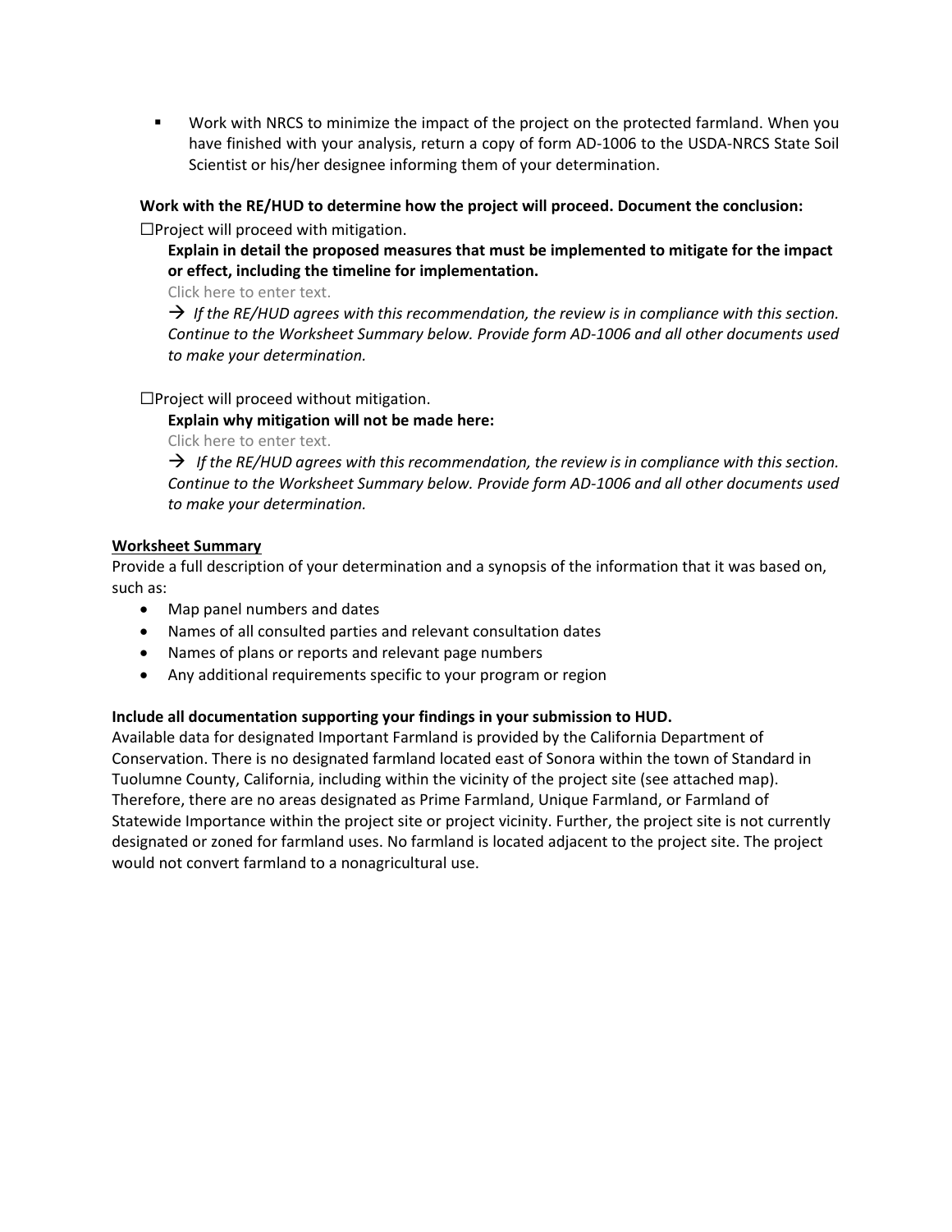- Work with NRCS to minimize the impact of the project on the protected farmland. When you have finished with your analysis, return a copy of form AD-1006 to the USDA-NRCS State Soil Scientist or his/her designee informing them of your determination.

**Work with the RE/HUD to determine how the project will proceed. Document the conclusion:**

☐Project will proceed with mitigation.

**Explain in detail the proposed measures that must be implemented to mitigate for the impact or effect, including the timeline for implementation.**

Click here to enter text.

→ *If the RE/HUD agrees with this recommendation, the review is in compliance with this section. Continue to the Worksheet Summary below. Provide form AD-1006 and all other documents used to make your determination.*

☐Project will proceed without mitigation.

**Explain why mitigation will not be made here:**

Click here to enter text.

→ *If the RE/HUD agrees with this recommendation, the review is in compliance with this section. Continue to the Worksheet Summary below. Provide form AD-1006 and all other documents used to make your determination.*

**Worksheet Summary**

Provide a full description of your determination and a synopsis of the information that it was based on, such as:

- Map panel numbers and dates
- Names of all consulted parties and relevant consultation dates
- Names of plans or reports and relevant page numbers
- Any additional requirements specific to your program or region

**Include all documentation supporting your findings in your submission to HUD.**

Available data for designated Important Farmland is provided by the California Department of Conservation. There is no designated farmland located east of Sonora within the town of Standard in Tuolumne County, California, including within the vicinity of the project site (see attached map). Therefore, there are no areas designated as Prime Farmland, Unique Farmland, or Farmland of Statewide Importance within the project site or project vicinity. Further, the project site is not currently designated or zoned for farmland uses. No farmland is located adjacent to the project site. The project would not convert farmland to a nonagricultural use.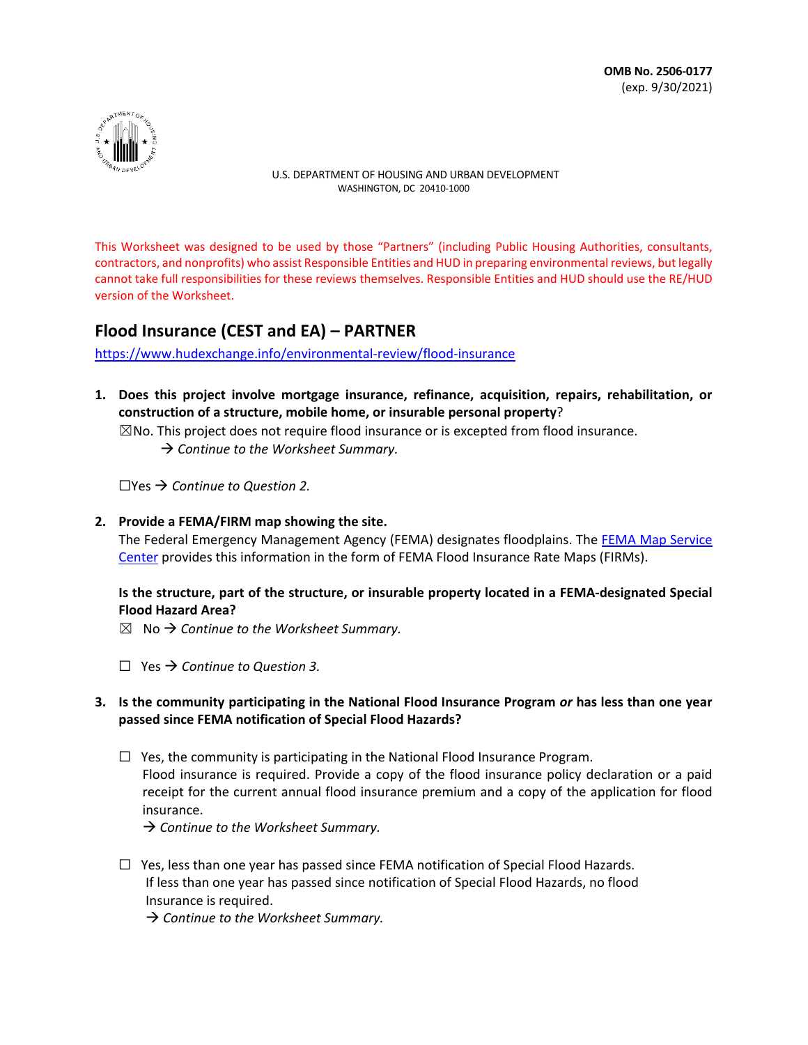OMB No. 2506-0177
(exp. 9/30/2021)

U.S. DEPARTMENT OF HOUSING AND URBAN DEVELOPMENT
WASHINGTON, DC 20410-1000

This Worksheet was designed to be used by those "Partners" (including Public Housing Authorities, consultants, contractors, and nonprofits) who assist Responsible Entities and HUD in preparing environmental reviews, but legally cannot take full responsibilities for these reviews themselves. Responsible Entities and HUD should use the RE/HUD version of the Worksheet.

## Flood Insurance (CEST and EA) – PARTNER

https://www.hudexchange.info/environmental-review/flood-insurance

1. **Does this project involve mortgage insurance, refinance, acquisition, repairs, rehabilitation, or construction of a structure, mobile home, or insurable personal property?**

   ☒No. This project does not require flood insurance or is excepted from flood insurance.
   → *Continue to the Worksheet Summary.*

   ☐Yes → *Continue to Question 2.*

2. **Provide a FEMA/FIRM map showing the site.**

   The Federal Emergency Management Agency (FEMA) designates floodplains. The FEMA Map Service Center provides this information in the form of FEMA Flood Insurance Rate Maps (FIRMs).

   **Is the structure, part of the structure, or insurable property located in a FEMA-designated Special Flood Hazard Area?**

   ☒ No → *Continue to the Worksheet Summary.*

   ☐ Yes → *Continue to Question 3.*

3. **Is the community participating in the National Flood Insurance Program *or* has less than one year passed since FEMA notification of Special Flood Hazards?**

   ☐ Yes, the community is participating in the National Flood Insurance Program.
   Flood insurance is required. Provide a copy of the flood insurance policy declaration or a paid receipt for the current annual flood insurance premium and a copy of the application for flood insurance.
   → *Continue to the Worksheet Summary.*

   ☐ Yes, less than one year has passed since FEMA notification of Special Flood Hazards.
   If less than one year has passed since notification of Special Flood Hazards, no flood Insurance is required.
   → *Continue to the Worksheet Summary.*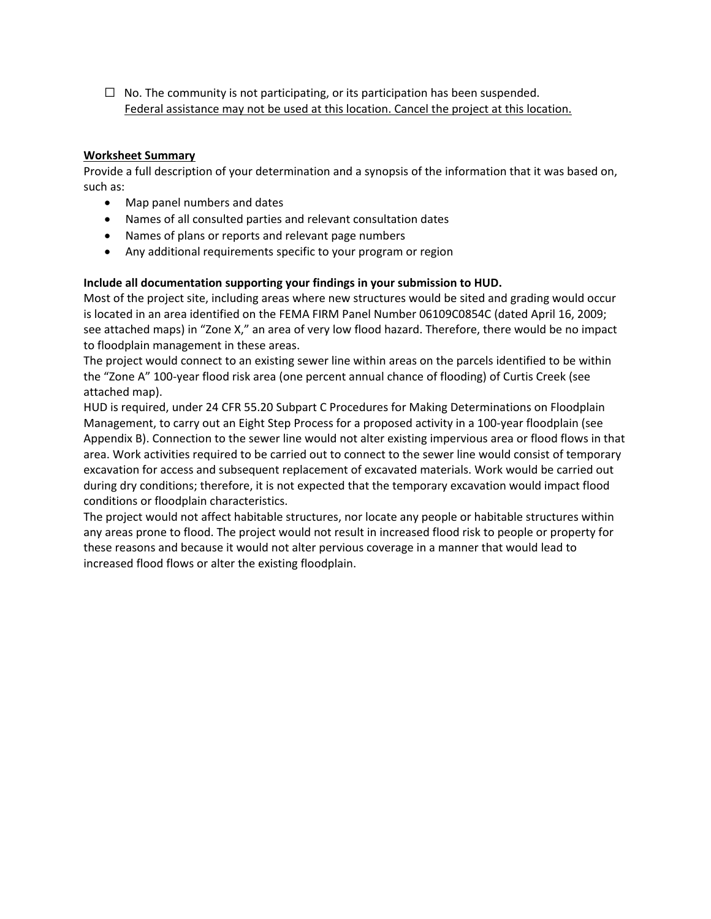☐ No. The community is not participating, or its participation has been suspended.
Federal assistance may not be used at this location. Cancel the project at this location.

**Worksheet Summary**

Provide a full description of your determination and a synopsis of the information that it was based on, such as:

- Map panel numbers and dates
- Names of all consulted parties and relevant consultation dates
- Names of plans or reports and relevant page numbers
- Any additional requirements specific to your program or region

**Include all documentation supporting your findings in your submission to HUD.**

Most of the project site, including areas where new structures would be sited and grading would occur is located in an area identified on the FEMA FIRM Panel Number 06109C0854C (dated April 16, 2009; see attached maps) in "Zone X," an area of very low flood hazard. Therefore, there would be no impact to floodplain management in these areas.

The project would connect to an existing sewer line within areas on the parcels identified to be within the "Zone A" 100-year flood risk area (one percent annual chance of flooding) of Curtis Creek (see attached map).

HUD is required, under 24 CFR 55.20 Subpart C Procedures for Making Determinations on Floodplain Management, to carry out an Eight Step Process for a proposed activity in a 100-year floodplain (see Appendix B). Connection to the sewer line would not alter existing impervious area or flood flows in that area. Work activities required to be carried out to connect to the sewer line would consist of temporary excavation for access and subsequent replacement of excavated materials. Work would be carried out during dry conditions; therefore, it is not expected that the temporary excavation would impact flood conditions or floodplain characteristics.

The project would not affect habitable structures, nor locate any people or habitable structures within any areas prone to flood. The project would not result in increased flood risk to people or property for these reasons and because it would not alter pervious coverage in a manner that would lead to increased flood flows or alter the existing floodplain.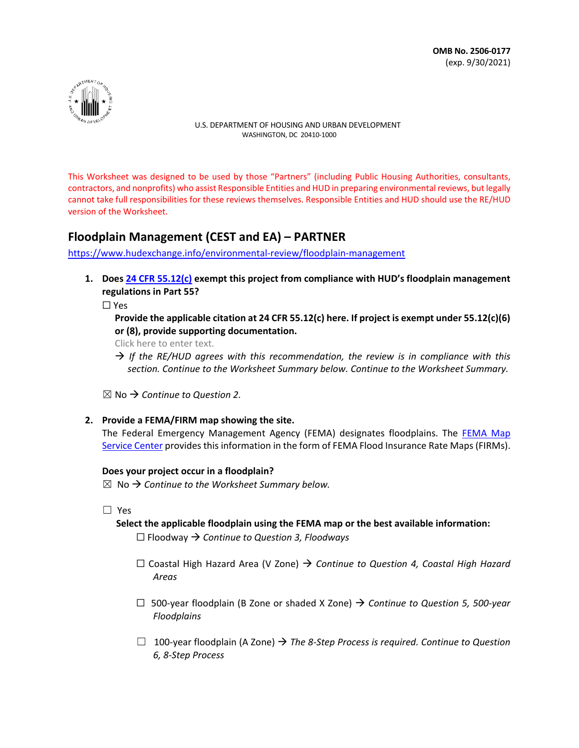OMB No. 2506-0177
(exp. 9/30/2021)

U.S. DEPARTMENT OF HOUSING AND URBAN DEVELOPMENT
WASHINGTON, DC 20410-1000

This Worksheet was designed to be used by those "Partners" (including Public Housing Authorities, consultants, contractors, and nonprofits) who assist Responsible Entities and HUD in preparing environmental reviews, but legally cannot take full responsibilities for these reviews themselves. Responsible Entities and HUD should use the RE/HUD version of the Worksheet.

## Floodplain Management (CEST and EA) – PARTNER

https://www.hudexchange.info/environmental-review/floodplain-management

1. **Does 24 CFR 55.12(c) exempt this project from compliance with HUD's floodplain management regulations in Part 55?**

   ☐ Yes

   **Provide the applicable citation at 24 CFR 55.12(c) here. If project is exempt under 55.12(c)(6) or (8), provide supporting documentation.**

   Click here to enter text.

   → *If the RE/HUD agrees with this recommendation, the review is in compliance with this section. Continue to the Worksheet Summary below. Continue to the Worksheet Summary.*

   ☒ No → *Continue to Question 2.*

2. **Provide a FEMA/FIRM map showing the site.**

   The Federal Emergency Management Agency (FEMA) designates floodplains. The FEMA Map Service Center provides this information in the form of FEMA Flood Insurance Rate Maps (FIRMs).

   **Does your project occur in a floodplain?**

   ☒ No → *Continue to the Worksheet Summary below.*

   ☐ Yes

   **Select the applicable floodplain using the FEMA map or the best available information:**

   - ☐ Floodway → *Continue to Question 3, Floodways*
   - ☐ Coastal High Hazard Area (V Zone) → *Continue to Question 4, Coastal High Hazard Areas*
   - ☐ 500-year floodplain (B Zone or shaded X Zone) → *Continue to Question 5, 500-year Floodplains*
   - ☐ 100-year floodplain (A Zone) → *The 8-Step Process is required. Continue to Question 6, 8-Step Process*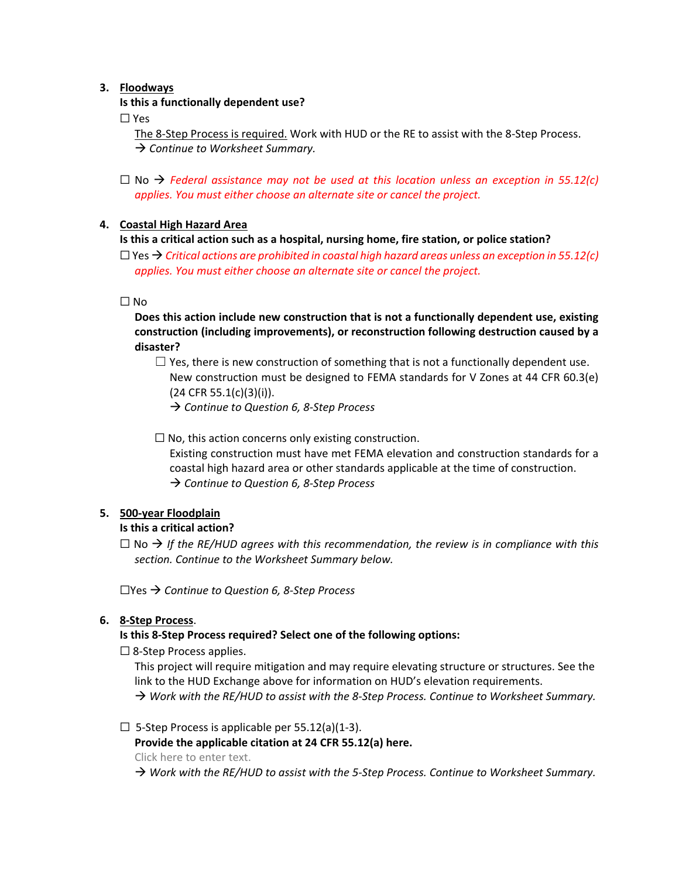3. **Floodways**

   **Is this a functionally dependent use?**

   ☐ Yes

   The 8-Step Process is required. Work with HUD or the RE to assist with the 8-Step Process.
   → *Continue to Worksheet Summary.*

   ☐ No → *Federal assistance may not be used at this location unless an exception in 55.12(c) applies. You must either choose an alternate site or cancel the project.*

4. **Coastal High Hazard Area**

   **Is this a critical action such as a hospital, nursing home, fire station, or police station?**

   ☐ Yes → *Critical actions are prohibited in coastal high hazard areas unless an exception in 55.12(c) applies. You must either choose an alternate site or cancel the project.*

   ☐ No

   **Does this action include new construction that is not a functionally dependent use, existing construction (including improvements), or reconstruction following destruction caused by a disaster?**

   ☐ Yes, there is new construction of something that is not a functionally dependent use.
   New construction must be designed to FEMA standards for V Zones at 44 CFR 60.3(e) (24 CFR 55.1(c)(3)(i)).
   → *Continue to Question 6, 8-Step Process*

   ☐ No, this action concerns only existing construction.
   Existing construction must have met FEMA elevation and construction standards for a coastal high hazard area or other standards applicable at the time of construction.
   → *Continue to Question 6, 8-Step Process*

5. **500-year Floodplain**

   **Is this a critical action?**

   ☐ No → *If the RE/HUD agrees with this recommendation, the review is in compliance with this section. Continue to the Worksheet Summary below.*

   ☐Yes → *Continue to Question 6, 8-Step Process*

6. **8-Step Process**.

   **Is this 8-Step Process required? Select one of the following options:**

   ☐ 8-Step Process applies.
   This project will require mitigation and may require elevating structure or structures. See the link to the HUD Exchange above for information on HUD's elevation requirements.
   → *Work with the RE/HUD to assist with the 8-Step Process. Continue to Worksheet Summary.*

   ☐ 5-Step Process is applicable per 55.12(a)(1-3).
   **Provide the applicable citation at 24 CFR 55.12(a) here.**
   Click here to enter text.
   → *Work with the RE/HUD to assist with the 5-Step Process. Continue to Worksheet Summary.*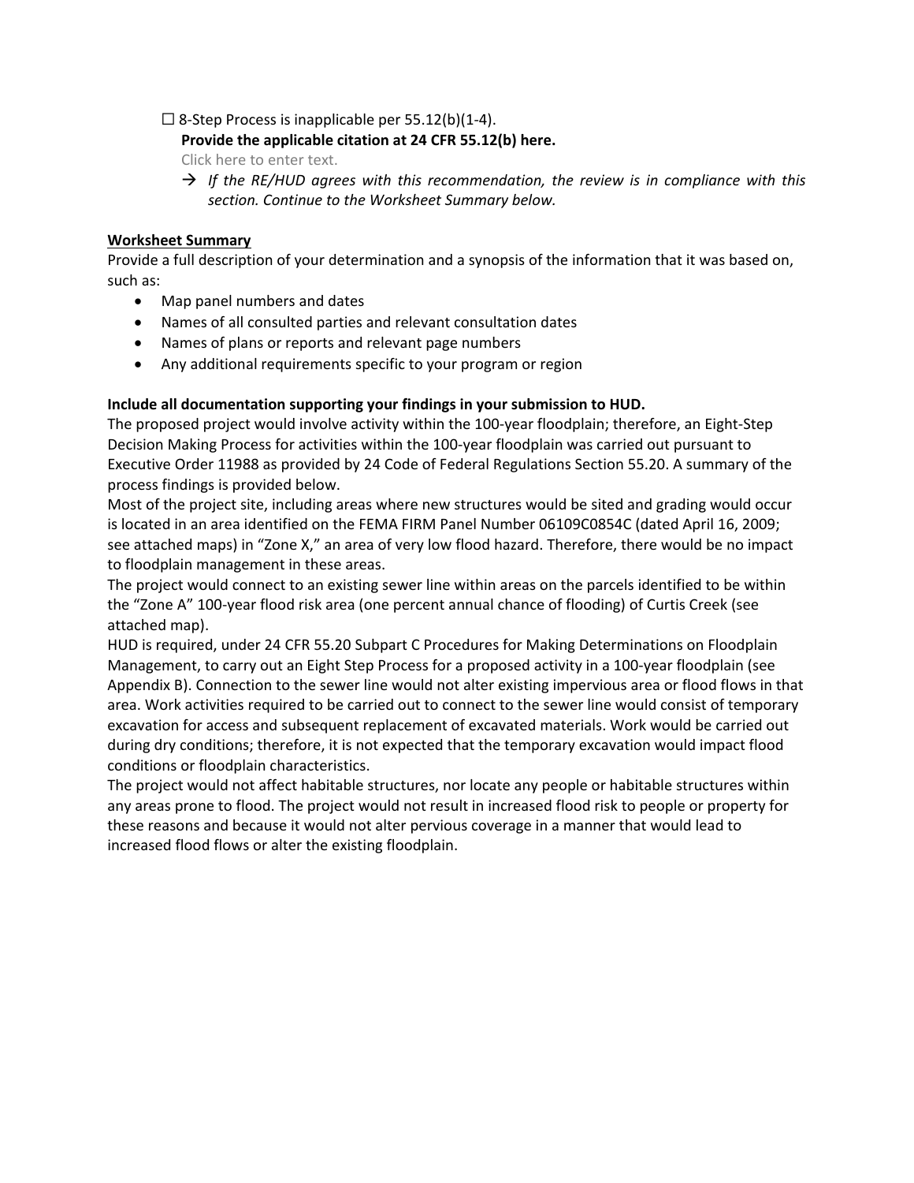☐ 8-Step Process is inapplicable per 55.12(b)(1-4).

**Provide the applicable citation at 24 CFR 55.12(b) here.**

Click here to enter text.

→ *If the RE/HUD agrees with this recommendation, the review is in compliance with this section. Continue to the Worksheet Summary below.*

**Worksheet Summary**

Provide a full description of your determination and a synopsis of the information that it was based on, such as:

- Map panel numbers and dates
- Names of all consulted parties and relevant consultation dates
- Names of plans or reports and relevant page numbers
- Any additional requirements specific to your program or region

**Include all documentation supporting your findings in your submission to HUD.**

The proposed project would involve activity within the 100-year floodplain; therefore, an Eight-Step Decision Making Process for activities within the 100-year floodplain was carried out pursuant to Executive Order 11988 as provided by 24 Code of Federal Regulations Section 55.20. A summary of the process findings is provided below.

Most of the project site, including areas where new structures would be sited and grading would occur is located in an area identified on the FEMA FIRM Panel Number 06109C0854C (dated April 16, 2009; see attached maps) in "Zone X," an area of very low flood hazard. Therefore, there would be no impact to floodplain management in these areas.

The project would connect to an existing sewer line within areas on the parcels identified to be within the "Zone A" 100-year flood risk area (one percent annual chance of flooding) of Curtis Creek (see attached map).

HUD is required, under 24 CFR 55.20 Subpart C Procedures for Making Determinations on Floodplain Management, to carry out an Eight Step Process for a proposed activity in a 100-year floodplain (see Appendix B). Connection to the sewer line would not alter existing impervious area or flood flows in that area. Work activities required to be carried out to connect to the sewer line would consist of temporary excavation for access and subsequent replacement of excavated materials. Work would be carried out during dry conditions; therefore, it is not expected that the temporary excavation would impact flood conditions or floodplain characteristics.

The project would not affect habitable structures, nor locate any people or habitable structures within any areas prone to flood. The project would not result in increased flood risk to people or property for these reasons and because it would not alter pervious coverage in a manner that would lead to increased flood flows or alter the existing floodplain.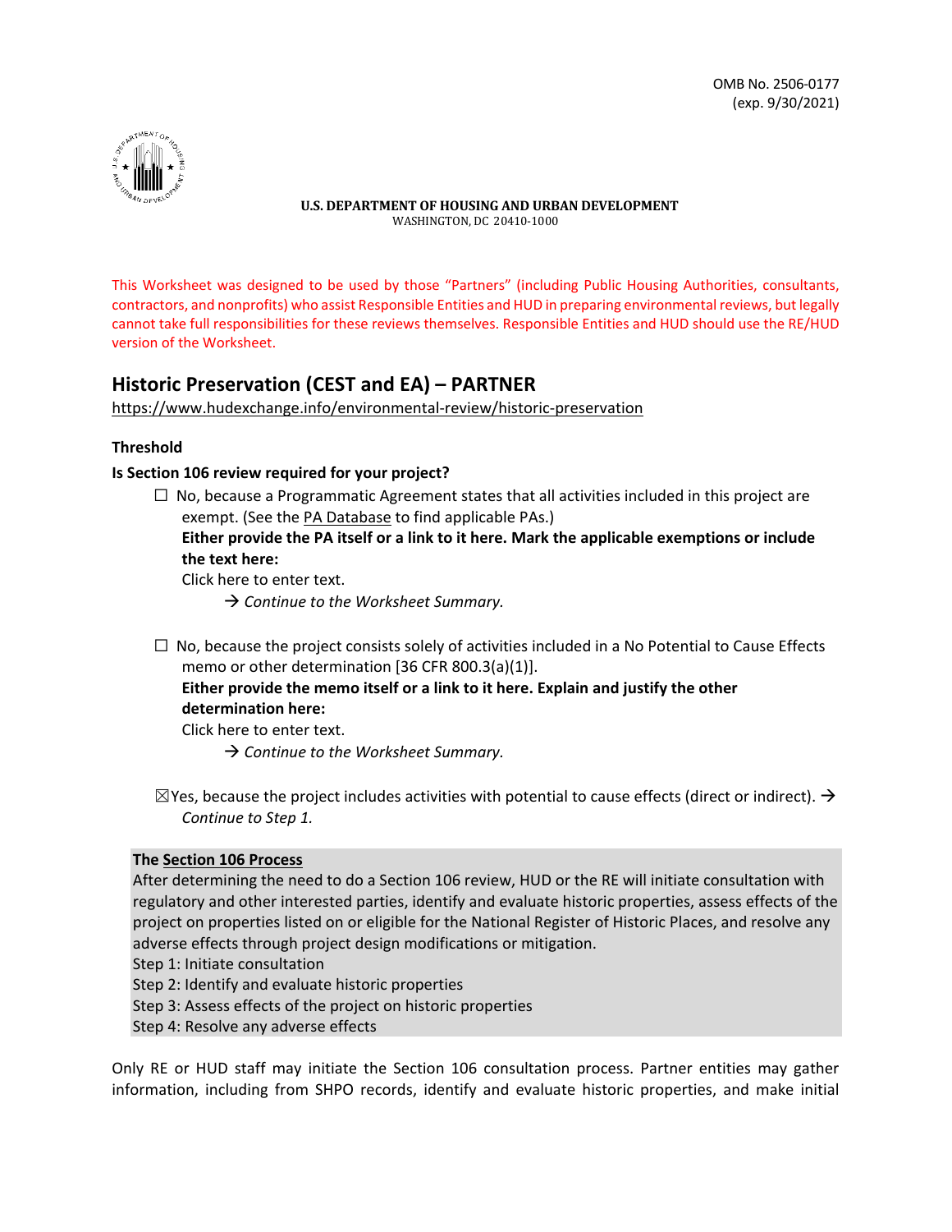OMB No. 2506-0177
(exp. 9/30/2021)

**U.S. DEPARTMENT OF HOUSING AND URBAN DEVELOPMENT**
WASHINGTON, DC 20410-1000

This Worksheet was designed to be used by those "Partners" (including Public Housing Authorities, consultants, contractors, and nonprofits) who assist Responsible Entities and HUD in preparing environmental reviews, but legally cannot take full responsibilities for these reviews themselves. Responsible Entities and HUD should use the RE/HUD version of the Worksheet.

## Historic Preservation (CEST and EA) – PARTNER

https://www.hudexchange.info/environmental-review/historic-preservation

### Threshold

**Is Section 106 review required for your project?**

☐ No, because a Programmatic Agreement states that all activities included in this project are exempt. (See the PA Database to find applicable PAs.)
**Either provide the PA itself or a link to it here. Mark the applicable exemptions or include the text here:**
Click here to enter text.
→ *Continue to the Worksheet Summary.*

☐ No, because the project consists solely of activities included in a No Potential to Cause Effects memo or other determination [36 CFR 800.3(a)(1)].
**Either provide the memo itself or a link to it here. Explain and justify the other determination here:**
Click here to enter text.
→ *Continue to the Worksheet Summary.*

☒ Yes, because the project includes activities with potential to cause effects (direct or indirect). → *Continue to Step 1.*

**The Section 106 Process**
After determining the need to do a Section 106 review, HUD or the RE will initiate consultation with regulatory and other interested parties, identify and evaluate historic properties, assess effects of the project on properties listed on or eligible for the National Register of Historic Places, and resolve any adverse effects through project design modifications or mitigation.
Step 1: Initiate consultation
Step 2: Identify and evaluate historic properties
Step 3: Assess effects of the project on historic properties
Step 4: Resolve any adverse effects

Only RE or HUD staff may initiate the Section 106 consultation process. Partner entities may gather information, including from SHPO records, identify and evaluate historic properties, and make initial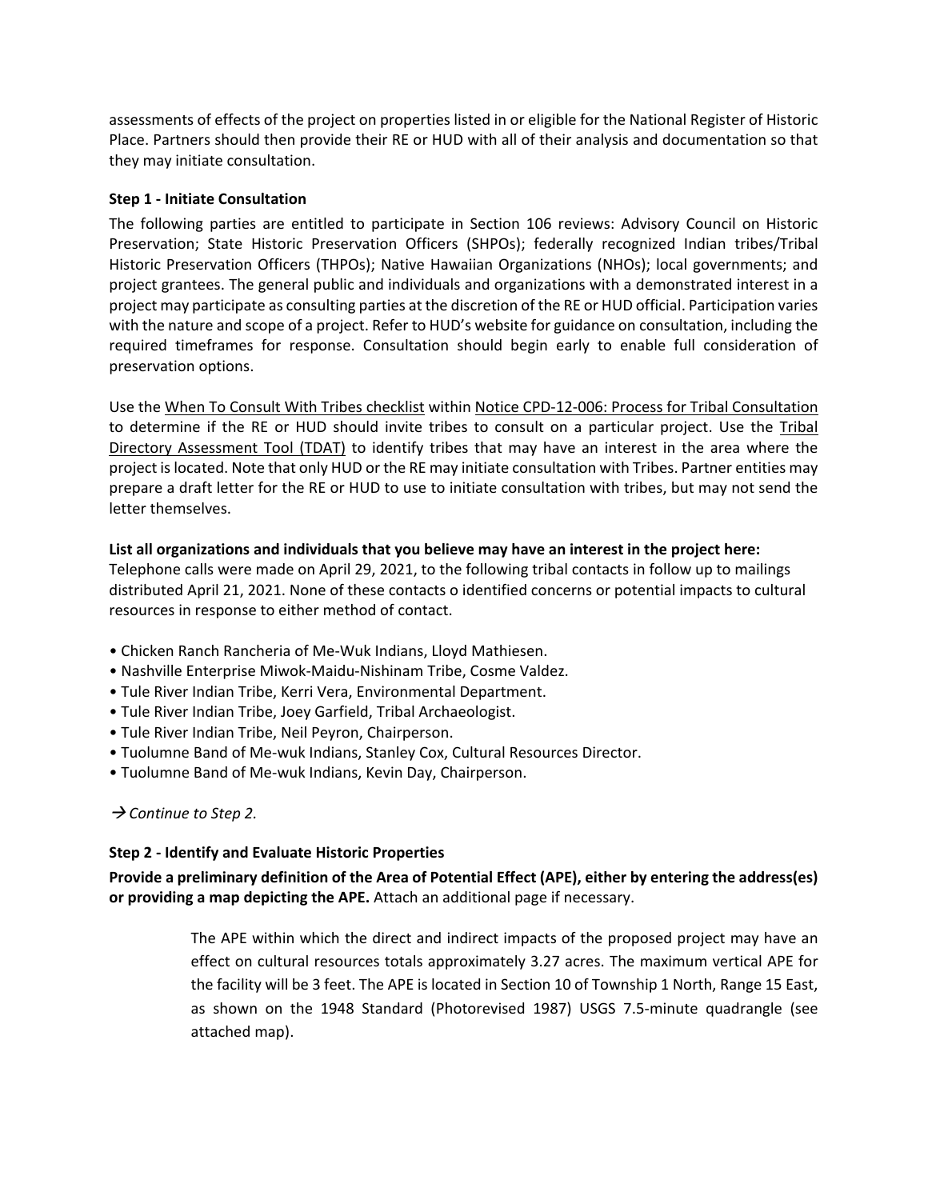assessments of effects of the project on properties listed in or eligible for the National Register of Historic Place. Partners should then provide their RE or HUD with all of their analysis and documentation so that they may initiate consultation.

**Step 1 - Initiate Consultation**

The following parties are entitled to participate in Section 106 reviews: Advisory Council on Historic Preservation; State Historic Preservation Officers (SHPOs); federally recognized Indian tribes/Tribal Historic Preservation Officers (THPOs); Native Hawaiian Organizations (NHOs); local governments; and project grantees. The general public and individuals and organizations with a demonstrated interest in a project may participate as consulting parties at the discretion of the RE or HUD official. Participation varies with the nature and scope of a project. Refer to HUD's website for guidance on consultation, including the required timeframes for response. Consultation should begin early to enable full consideration of preservation options.

Use the When To Consult With Tribes checklist within Notice CPD-12-006: Process for Tribal Consultation to determine if the RE or HUD should invite tribes to consult on a particular project. Use the Tribal Directory Assessment Tool (TDAT) to identify tribes that may have an interest in the area where the project is located. Note that only HUD or the RE may initiate consultation with Tribes. Partner entities may prepare a draft letter for the RE or HUD to use to initiate consultation with tribes, but may not send the letter themselves.

**List all organizations and individuals that you believe may have an interest in the project here:**

Telephone calls were made on April 29, 2021, to the following tribal contacts in follow up to mailings distributed April 21, 2021. None of these contacts o identified concerns or potential impacts to cultural resources in response to either method of contact.

- Chicken Ranch Rancheria of Me-Wuk Indians, Lloyd Mathiesen.
- Nashville Enterprise Miwok-Maidu-Nishinam Tribe, Cosme Valdez.
- Tule River Indian Tribe, Kerri Vera, Environmental Department.
- Tule River Indian Tribe, Joey Garfield, Tribal Archaeologist.
- Tule River Indian Tribe, Neil Peyron, Chairperson.
- Tuolumne Band of Me-wuk Indians, Stanley Cox, Cultural Resources Director.
- Tuolumne Band of Me-wuk Indians, Kevin Day, Chairperson.

→ *Continue to Step 2.*

**Step 2 - Identify and Evaluate Historic Properties**

**Provide a preliminary definition of the Area of Potential Effect (APE), either by entering the address(es) or providing a map depicting the APE.** Attach an additional page if necessary.

The APE within which the direct and indirect impacts of the proposed project may have an effect on cultural resources totals approximately 3.27 acres. The maximum vertical APE for the facility will be 3 feet. The APE is located in Section 10 of Township 1 North, Range 15 East, as shown on the 1948 Standard (Photorevised 1987) USGS 7.5-minute quadrangle (see attached map).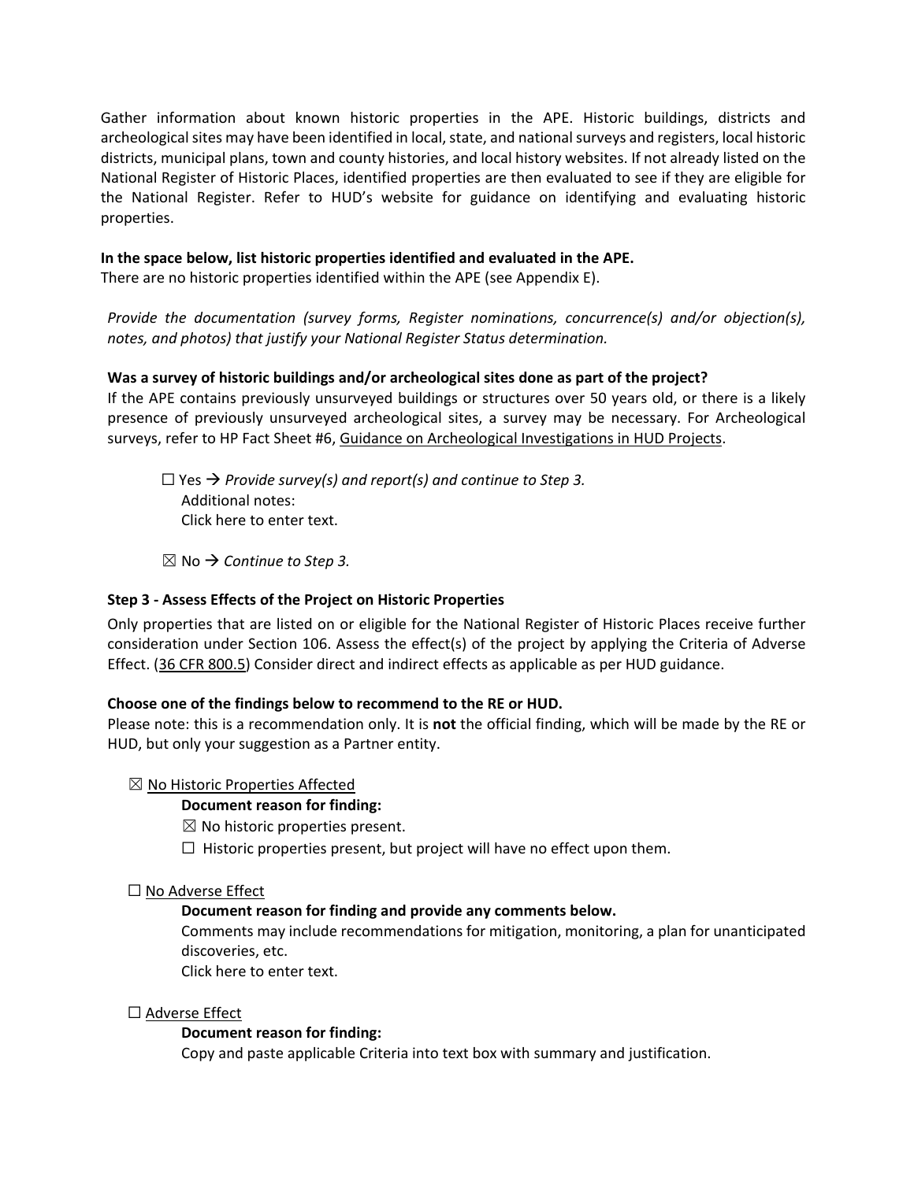Gather information about known historic properties in the APE. Historic buildings, districts and archeological sites may have been identified in local, state, and national surveys and registers, local historic districts, municipal plans, town and county histories, and local history websites. If not already listed on the National Register of Historic Places, identified properties are then evaluated to see if they are eligible for the National Register. Refer to HUD's website for guidance on identifying and evaluating historic properties.

**In the space below, list historic properties identified and evaluated in the APE.**
There are no historic properties identified within the APE (see Appendix E).

*Provide the documentation (survey forms, Register nominations, concurrence(s) and/or objection(s), notes, and photos) that justify your National Register Status determination.*

**Was a survey of historic buildings and/or archeological sites done as part of the project?**
If the APE contains previously unsurveyed buildings or structures over 50 years old, or there is a likely presence of previously unsurveyed archeological sites, a survey may be necessary. For Archeological surveys, refer to HP Fact Sheet #6, Guidance on Archeological Investigations in HUD Projects.

☐ Yes → *Provide survey(s) and report(s) and continue to Step 3.*
Additional notes:
Click here to enter text.

☒ No → *Continue to Step 3.*

**Step 3 - Assess Effects of the Project on Historic Properties**

Only properties that are listed on or eligible for the National Register of Historic Places receive further consideration under Section 106. Assess the effect(s) of the project by applying the Criteria of Adverse Effect. (36 CFR 800.5) Consider direct and indirect effects as applicable as per HUD guidance.

**Choose one of the findings below to recommend to the RE or HUD.**
Please note: this is a recommendation only. It is **not** the official finding, which will be made by the RE or HUD, but only your suggestion as a Partner entity.

☒ No Historic Properties Affected

**Document reason for finding:**
☒ No historic properties present.
☐ Historic properties present, but project will have no effect upon them.

☐ No Adverse Effect

**Document reason for finding and provide any comments below.**
Comments may include recommendations for mitigation, monitoring, a plan for unanticipated discoveries, etc.
Click here to enter text.

☐ Adverse Effect

**Document reason for finding:**
Copy and paste applicable Criteria into text box with summary and justification.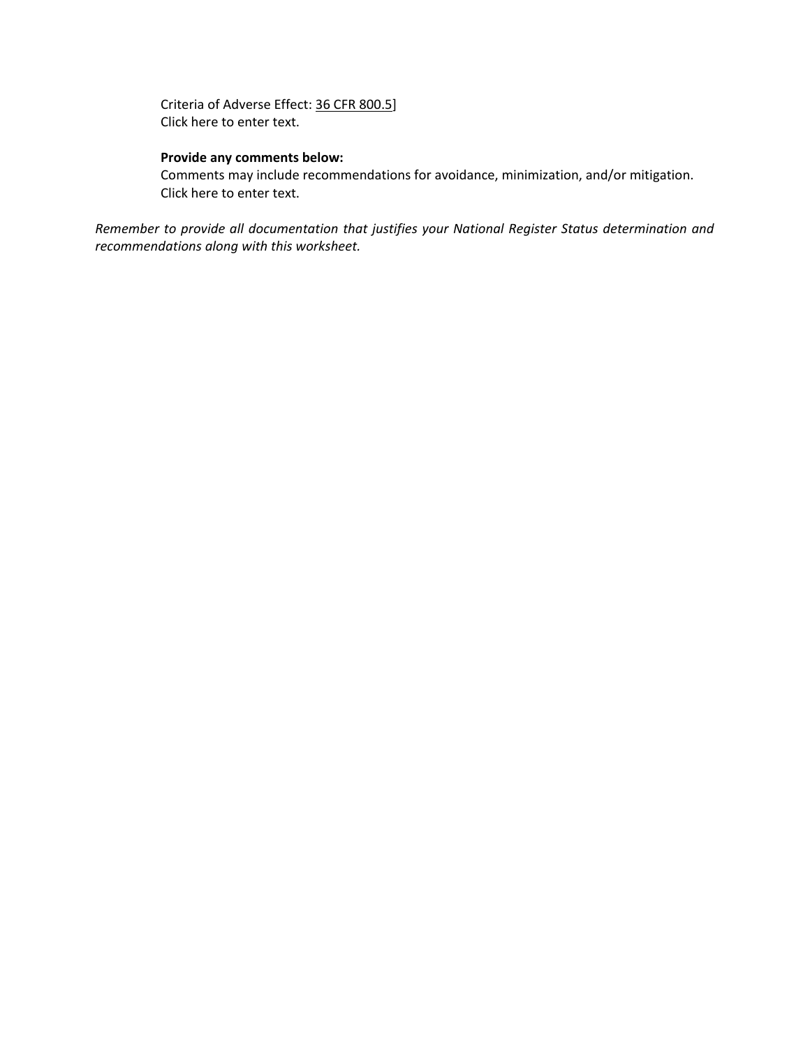Criteria of Adverse Effect: 36 CFR 800.5]
Click here to enter text.

**Provide any comments below:**
Comments may include recommendations for avoidance, minimization, and/or mitigation.
Click here to enter text.

*Remember to provide all documentation that justifies your National Register Status determination and recommendations along with this worksheet.*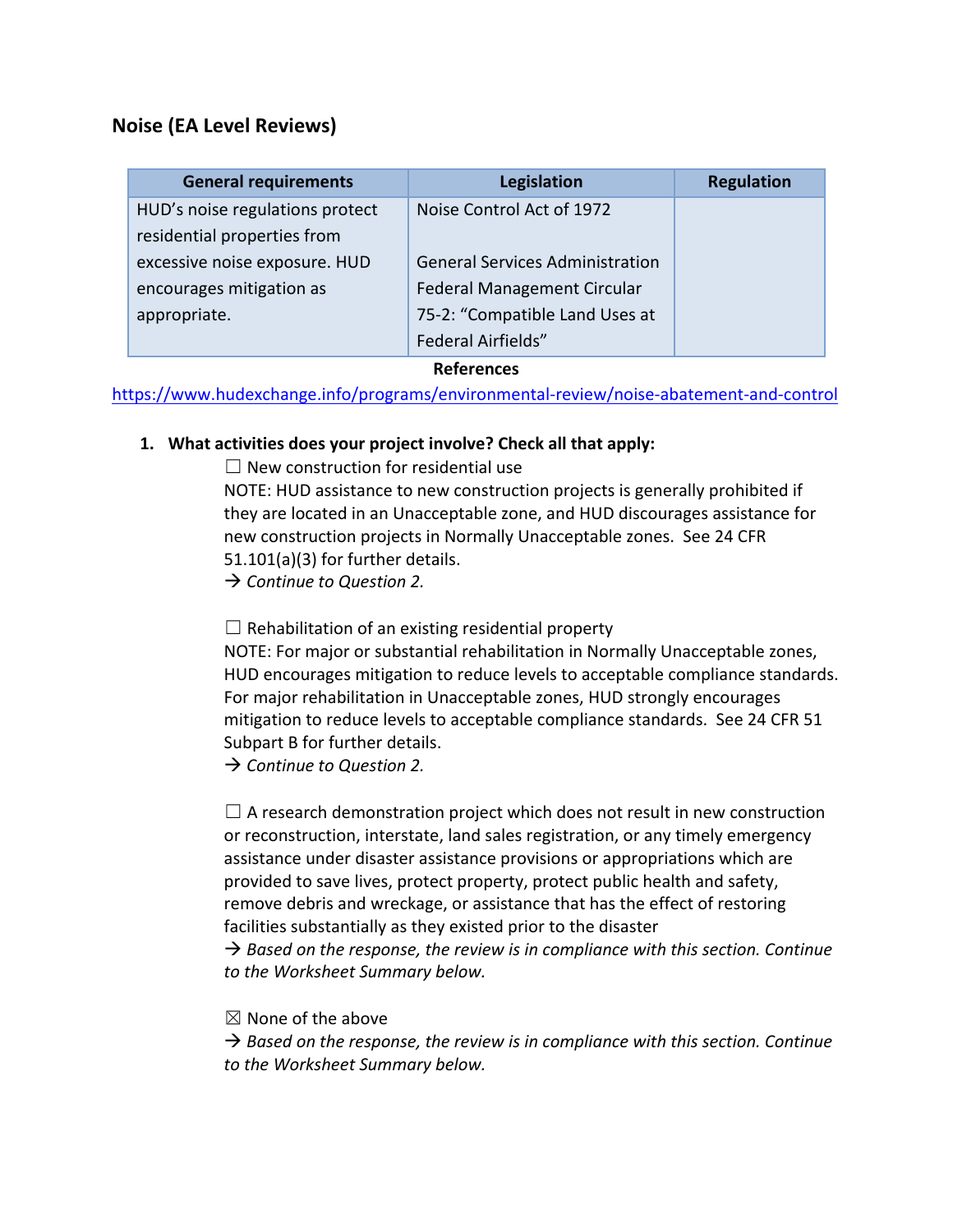## Noise (EA Level Reviews)

| General requirements | Legislation | Regulation |
|---|---|---|
| HUD's noise regulations protect residential properties from excessive noise exposure. HUD encourages mitigation as appropriate. | Noise Control Act of 1972<br><br>General Services Administration Federal Management Circular 75-2: "Compatible Land Uses at Federal Airfields" | |

**References**

https://www.hudexchange.info/programs/environmental-review/noise-abatement-and-control

1. **What activities does your project involve? Check all that apply:**

   ☐ New construction for residential use
   NOTE: HUD assistance to new construction projects is generally prohibited if they are located in an Unacceptable zone, and HUD discourages assistance for new construction projects in Normally Unacceptable zones. See 24 CFR 51.101(a)(3) for further details.
   → *Continue to Question 2.*

   ☐ Rehabilitation of an existing residential property
   NOTE: For major or substantial rehabilitation in Normally Unacceptable zones, HUD encourages mitigation to reduce levels to acceptable compliance standards. For major rehabilitation in Unacceptable zones, HUD strongly encourages mitigation to reduce levels to acceptable compliance standards. See 24 CFR 51 Subpart B for further details.
   → *Continue to Question 2.*

   ☐ A research demonstration project which does not result in new construction or reconstruction, interstate, land sales registration, or any timely emergency assistance under disaster assistance provisions or appropriations which are provided to save lives, protect property, protect public health and safety, remove debris and wreckage, or assistance that has the effect of restoring facilities substantially as they existed prior to the disaster
   → *Based on the response, the review is in compliance with this section. Continue to the Worksheet Summary below.*

   ☒ None of the above
   → *Based on the response, the review is in compliance with this section. Continue to the Worksheet Summary below.*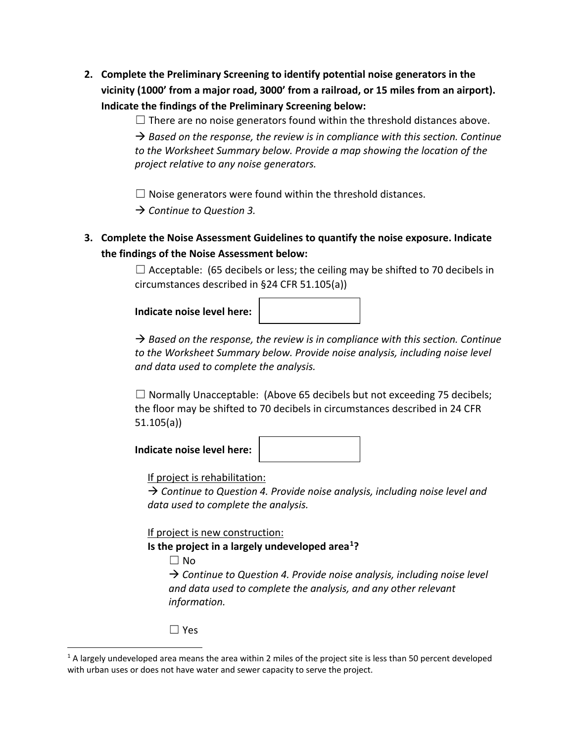2. **Complete the Preliminary Screening to identify potential noise generators in the vicinity (1000’ from a major road, 3000’ from a railroad, or 15 miles from an airport). Indicate the findings of the Preliminary Screening below:**

   ☐ There are no noise generators found within the threshold distances above.

   → *Based on the response, the review is in compliance with this section. Continue to the Worksheet Summary below. Provide a map showing the location of the project relative to any noise generators.*

   ☐ Noise generators were found within the threshold distances.

   → *Continue to Question 3.*

3. **Complete the Noise Assessment Guidelines to quantify the noise exposure. Indicate the findings of the Noise Assessment below:**

   ☐ Acceptable: (65 decibels or less; the ceiling may be shifted to 70 decibels in circumstances described in §24 CFR 51.105(a))

   **Indicate noise level here:** | |
   |---|

   → *Based on the response, the review is in compliance with this section. Continue to the Worksheet Summary below. Provide noise analysis, including noise level and data used to complete the analysis.*

   ☐ Normally Unacceptable: (Above 65 decibels but not exceeding 75 decibels; the floor may be shifted to 70 decibels in circumstances described in 24 CFR 51.105(a))

   **Indicate noise level here:** | |
   |---|

   If project is rehabilitation:

   → *Continue to Question 4. Provide noise analysis, including noise level and data used to complete the analysis.*

   If project is new construction:

   **Is the project in a largely undeveloped area[1]?**

   ☐ No

   → *Continue to Question 4. Provide noise analysis, including noise level and data used to complete the analysis, and any other relevant information.*

   ☐ Yes

[1] A largely undeveloped area means the area within 2 miles of the project site is less than 50 percent developed with urban uses or does not have water and sewer capacity to serve the project.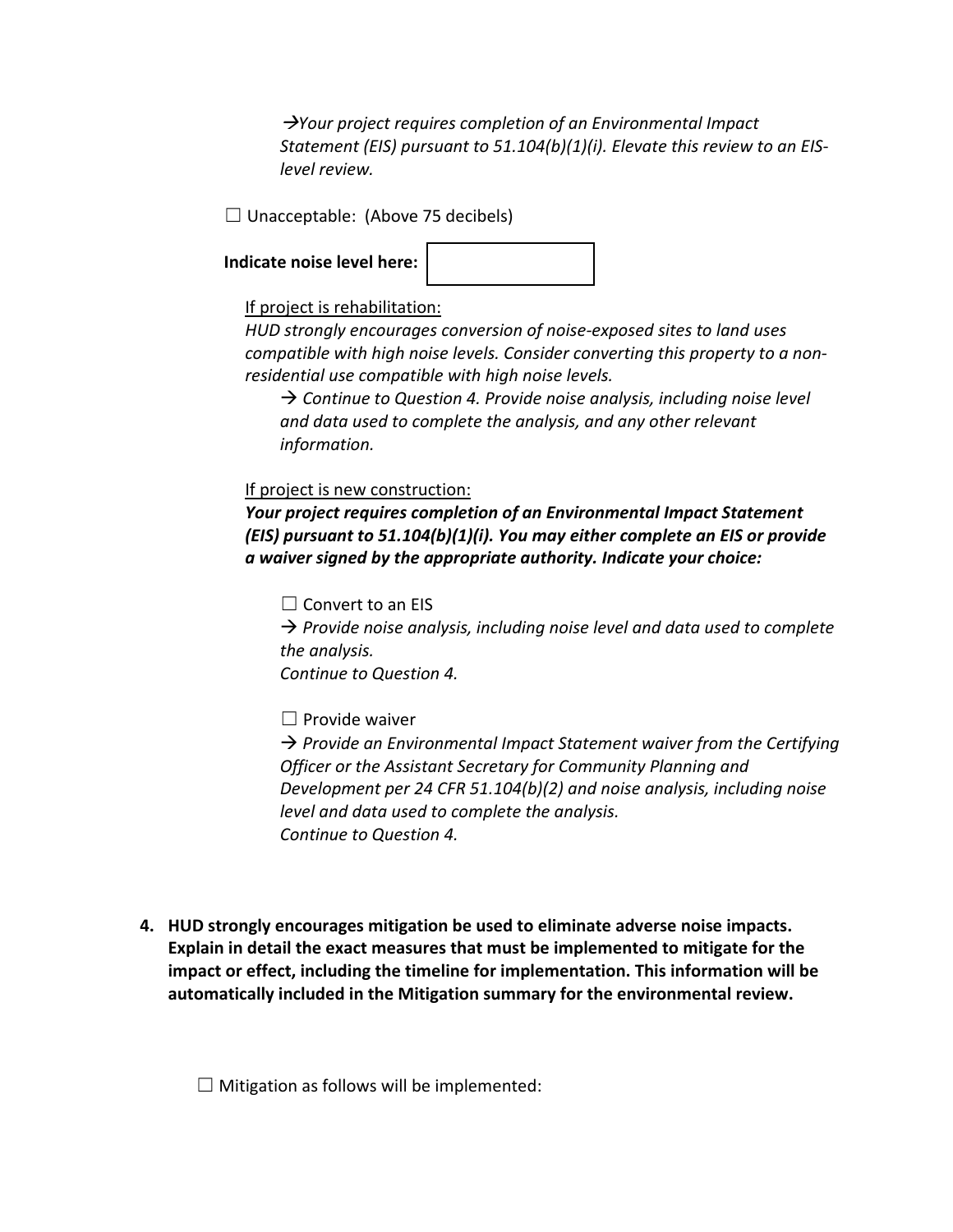→*Your project requires completion of an Environmental Impact Statement (EIS) pursuant to 51.104(b)(1)(i). Elevate this review to an EIS-level review.*

☐ Unacceptable: (Above 75 decibels)

**Indicate noise level here:**

If project is rehabilitation:

*HUD strongly encourages conversion of noise-exposed sites to land uses compatible with high noise levels. Consider converting this property to a non-residential use compatible with high noise levels.*

→ *Continue to Question 4. Provide noise analysis, including noise level and data used to complete the analysis, and any other relevant information.*

If project is new construction:

***Your project requires completion of an Environmental Impact Statement (EIS) pursuant to 51.104(b)(1)(i). You may either complete an EIS or provide a waiver signed by the appropriate authority. Indicate your choice:***

☐ Convert to an EIS

→ *Provide noise analysis, including noise level and data used to complete the analysis.*
*Continue to Question 4.*

☐ Provide waiver

→ *Provide an Environmental Impact Statement waiver from the Certifying Officer or the Assistant Secretary for Community Planning and Development per 24 CFR 51.104(b)(2) and noise analysis, including noise level and data used to complete the analysis.*
*Continue to Question 4.*

4. **HUD strongly encourages mitigation be used to eliminate adverse noise impacts. Explain in detail the exact measures that must be implemented to mitigate for the impact or effect, including the timeline for implementation. This information will be automatically included in the Mitigation summary for the environmental review.**

☐ Mitigation as follows will be implemented: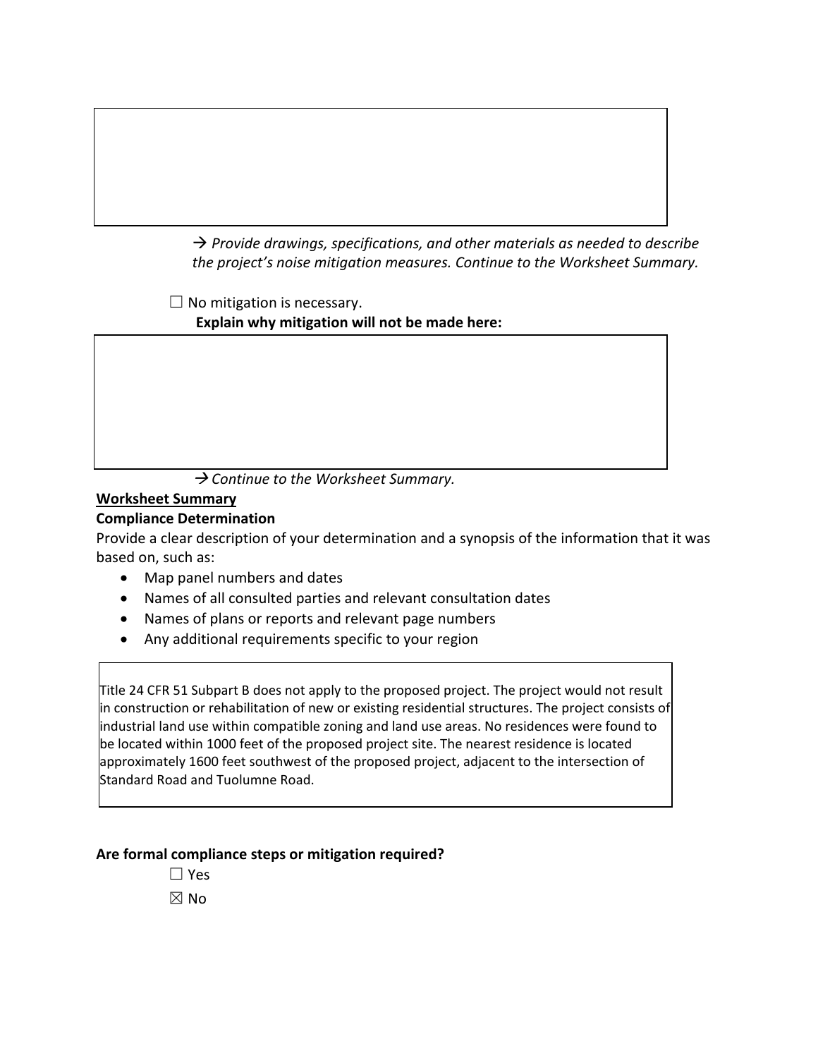→ *Provide drawings, specifications, and other materials as needed to describe the project's noise mitigation measures. Continue to the Worksheet Summary.*

☐ No mitigation is necessary.

**Explain why mitigation will not be made here:**

→ *Continue to the Worksheet Summary.*

**Worksheet Summary**

**Compliance Determination**

Provide a clear description of your determination and a synopsis of the information that it was based on, such as:

- Map panel numbers and dates
- Names of all consulted parties and relevant consultation dates
- Names of plans or reports and relevant page numbers
- Any additional requirements specific to your region

Title 24 CFR 51 Subpart B does not apply to the proposed project. The project would not result in construction or rehabilitation of new or existing residential structures. The project consists of industrial land use within compatible zoning and land use areas. No residences were found to be located within 1000 feet of the proposed project site. The nearest residence is located approximately 1600 feet southwest of the proposed project, adjacent to the intersection of Standard Road and Tuolumne Road.

**Are formal compliance steps or mitigation required?**

☐ Yes

☒ No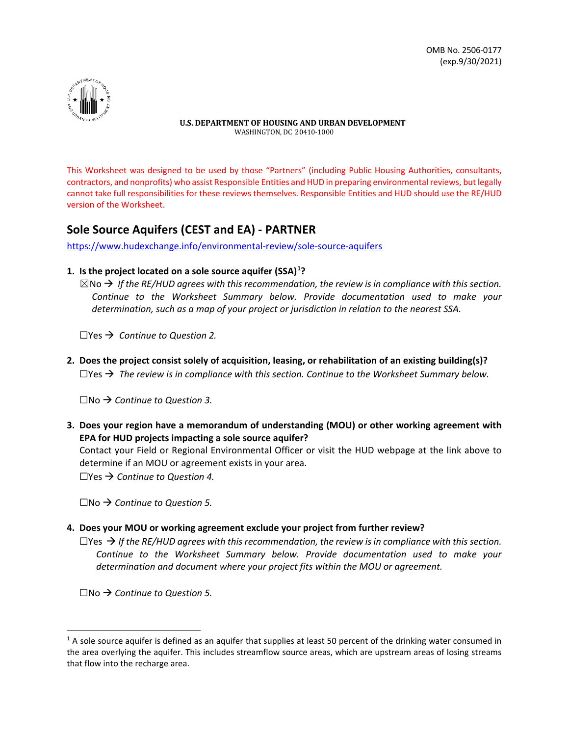OMB No. 2506-0177
(exp.9/30/2021)

**U.S. DEPARTMENT OF HOUSING AND URBAN DEVELOPMENT**
WASHINGTON, DC 20410-1000

This Worksheet was designed to be used by those "Partners" (including Public Housing Authorities, consultants, contractors, and nonprofits) who assist Responsible Entities and HUD in preparing environmental reviews, but legally cannot take full responsibilities for these reviews themselves. Responsible Entities and HUD should use the RE/HUD version of the Worksheet.

## Sole Source Aquifers (CEST and EA) - PARTNER

https://www.hudexchange.info/environmental-review/sole-source-aquifers

1. **Is the project located on a sole source aquifer (SSA)[1]?**

   ☒No → *If the RE/HUD agrees with this recommendation, the review is in compliance with this section. Continue to the Worksheet Summary below. Provide documentation used to make your determination, such as a map of your project or jurisdiction in relation to the nearest SSA.*

   ☐Yes → *Continue to Question 2.*

2. **Does the project consist solely of acquisition, leasing, or rehabilitation of an existing building(s)?**

   ☐Yes → *The review is in compliance with this section. Continue to the Worksheet Summary below.*

   ☐No → *Continue to Question 3.*

3. **Does your region have a memorandum of understanding (MOU) or other working agreement with EPA for HUD projects impacting a sole source aquifer?**

   Contact your Field or Regional Environmental Officer or visit the HUD webpage at the link above to determine if an MOU or agreement exists in your area.

   ☐Yes → *Continue to Question 4.*

   ☐No → *Continue to Question 5.*

4. **Does your MOU or working agreement exclude your project from further review?**

   ☐Yes → *If the RE/HUD agrees with this recommendation, the review is in compliance with this section. Continue to the Worksheet Summary below. Provide documentation used to make your determination and document where your project fits within the MOU or agreement.*

   ☐No → *Continue to Question 5.*

---

[1] A sole source aquifer is defined as an aquifer that supplies at least 50 percent of the drinking water consumed in the area overlying the aquifer. This includes streamflow source areas, which are upstream areas of losing streams that flow into the recharge area.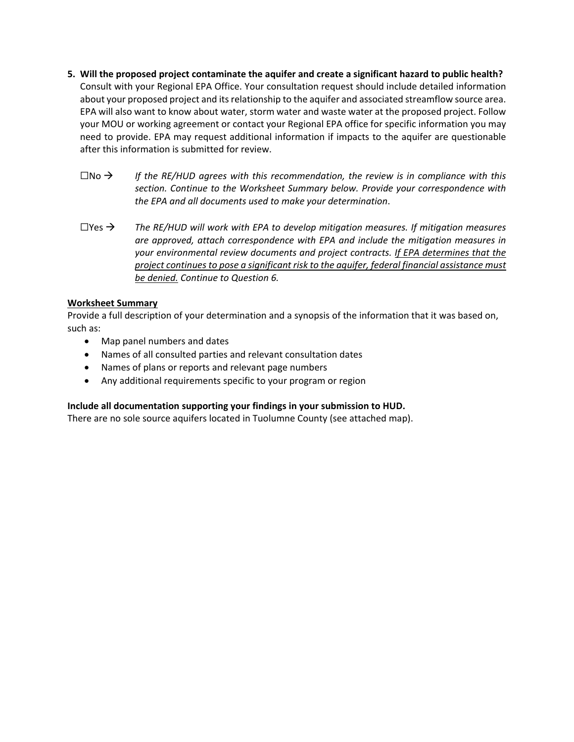5. **Will the proposed project contaminate the aquifer and create a significant hazard to public health?** Consult with your Regional EPA Office. Your consultation request should include detailed information about your proposed project and its relationship to the aquifer and associated streamflow source area. EPA will also want to know about water, storm water and waste water at the proposed project. Follow your MOU or working agreement or contact your Regional EPA office for specific information you may need to provide. EPA may request additional information if impacts to the aquifer are questionable after this information is submitted for review.

   ☐No → *If the RE/HUD agrees with this recommendation, the review is in compliance with this section. Continue to the Worksheet Summary below. Provide your correspondence with the EPA and all documents used to make your determination*.

   ☐Yes → *The RE/HUD will work with EPA to develop mitigation measures. If mitigation measures are approved, attach correspondence with EPA and include the mitigation measures in your environmental review documents and project contracts. <u>If EPA determines that the project continues to pose a significant risk to the aquifer, federal financial assistance must be denied.</u> Continue to Question 6.*

<u>**Worksheet Summary**</u>

Provide a full description of your determination and a synopsis of the information that it was based on, such as:

- Map panel numbers and dates
- Names of all consulted parties and relevant consultation dates
- Names of plans or reports and relevant page numbers
- Any additional requirements specific to your program or region

**Include all documentation supporting your findings in your submission to HUD.**

There are no sole source aquifers located in Tuolumne County (see attached map).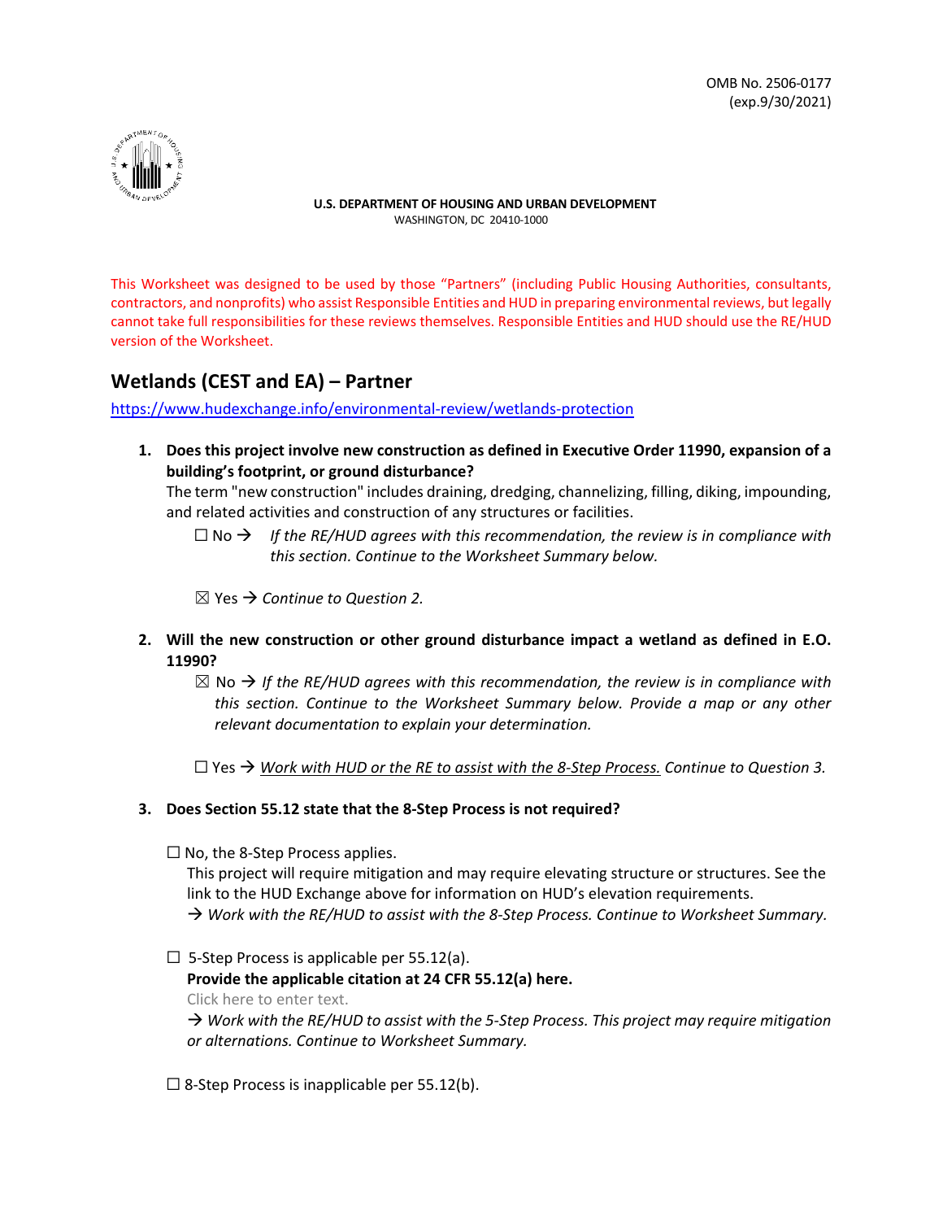OMB No. 2506-0177
(exp.9/30/2021)

U.S. DEPARTMENT OF HOUSING AND URBAN DEVELOPMENT
WASHINGTON, DC 20410-1000

This Worksheet was designed to be used by those "Partners" (including Public Housing Authorities, consultants, contractors, and nonprofits) who assist Responsible Entities and HUD in preparing environmental reviews, but legally cannot take full responsibilities for these reviews themselves. Responsible Entities and HUD should use the RE/HUD version of the Worksheet.

## Wetlands (CEST and EA) – Partner

https://www.hudexchange.info/environmental-review/wetlands-protection

1. **Does this project involve new construction as defined in Executive Order 11990, expansion of a building's footprint, or ground disturbance?**
   The term "new construction" includes draining, dredging, channelizing, filling, diking, impounding, and related activities and construction of any structures or facilities.

   ☐ No → *If the RE/HUD agrees with this recommendation, the review is in compliance with this section. Continue to the Worksheet Summary below.*

   ☒ Yes → *Continue to Question 2.*

2. **Will the new construction or other ground disturbance impact a wetland as defined in E.O. 11990?**

   ☒ No → *If the RE/HUD agrees with this recommendation, the review is in compliance with this section. Continue to the Worksheet Summary below. Provide a map or any other relevant documentation to explain your determination.*

   ☐ Yes → *Work with HUD or the RE to assist with the 8-Step Process. Continue to Question 3.*

3. **Does Section 55.12 state that the 8-Step Process is not required?**

   ☐ No, the 8-Step Process applies.
   This project will require mitigation and may require elevating structure or structures. See the link to the HUD Exchange above for information on HUD's elevation requirements.
   → *Work with the RE/HUD to assist with the 8-Step Process. Continue to Worksheet Summary.*

   ☐ 5-Step Process is applicable per 55.12(a).
   **Provide the applicable citation at 24 CFR 55.12(a) here.**
   Click here to enter text.
   → *Work with the RE/HUD to assist with the 5-Step Process. This project may require mitigation or alternations. Continue to Worksheet Summary.*

   ☐ 8-Step Process is inapplicable per 55.12(b).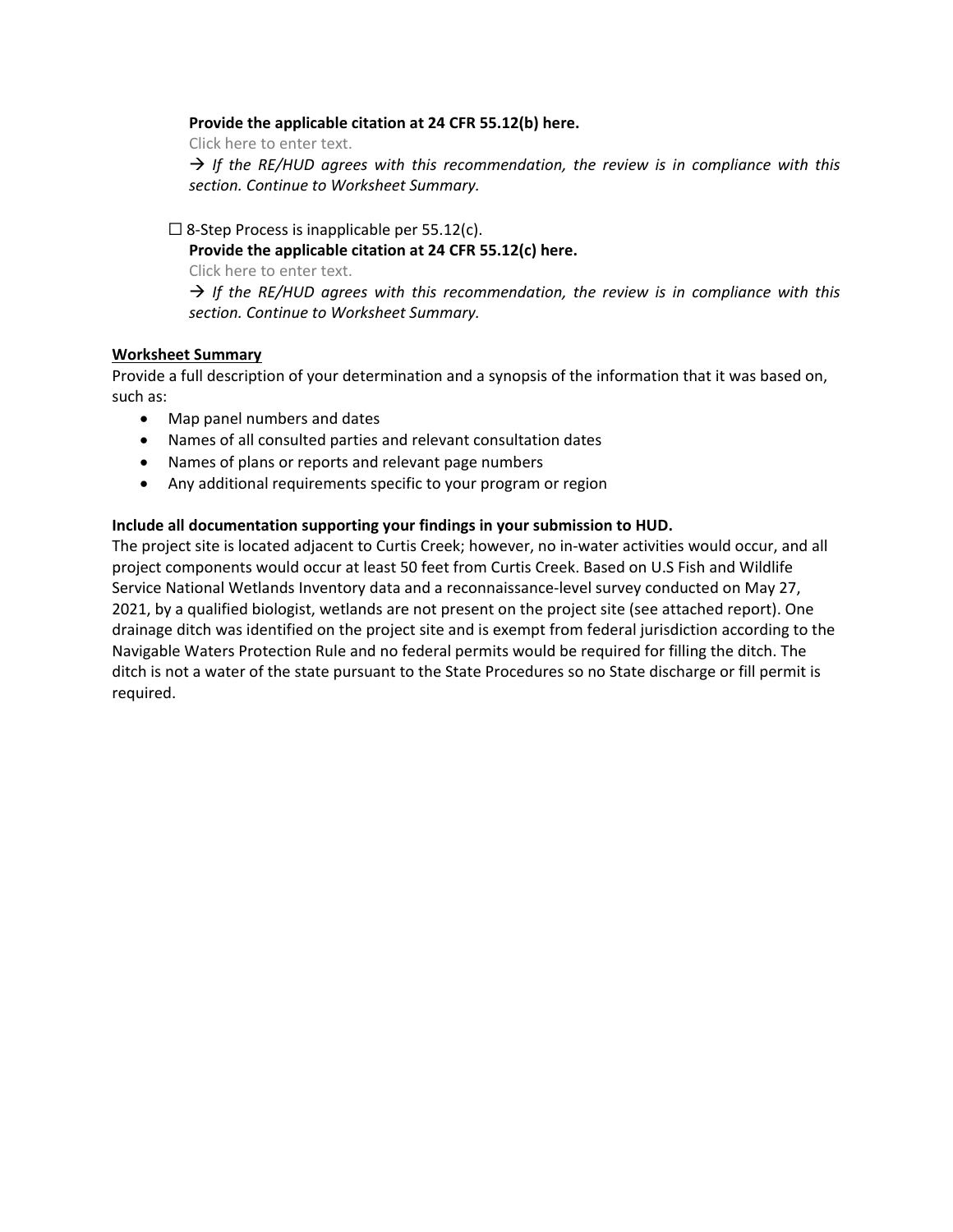**Provide the applicable citation at 24 CFR 55.12(b) here.**

Click here to enter text.

→ *If the RE/HUD agrees with this recommendation, the review is in compliance with this section. Continue to Worksheet Summary.*

☐ 8-Step Process is inapplicable per 55.12(c).

**Provide the applicable citation at 24 CFR 55.12(c) here.**

Click here to enter text.

→ *If the RE/HUD agrees with this recommendation, the review is in compliance with this section. Continue to Worksheet Summary.*

**Worksheet Summary**

Provide a full description of your determination and a synopsis of the information that it was based on, such as:

- Map panel numbers and dates
- Names of all consulted parties and relevant consultation dates
- Names of plans or reports and relevant page numbers
- Any additional requirements specific to your program or region

**Include all documentation supporting your findings in your submission to HUD.**

The project site is located adjacent to Curtis Creek; however, no in-water activities would occur, and all project components would occur at least 50 feet from Curtis Creek. Based on U.S Fish and Wildlife Service National Wetlands Inventory data and a reconnaissance-level survey conducted on May 27, 2021, by a qualified biologist, wetlands are not present on the project site (see attached report). One drainage ditch was identified on the project site and is exempt from federal jurisdiction according to the Navigable Waters Protection Rule and no federal permits would be required for filling the ditch. The ditch is not a water of the state pursuant to the State Procedures so no State discharge or fill permit is required.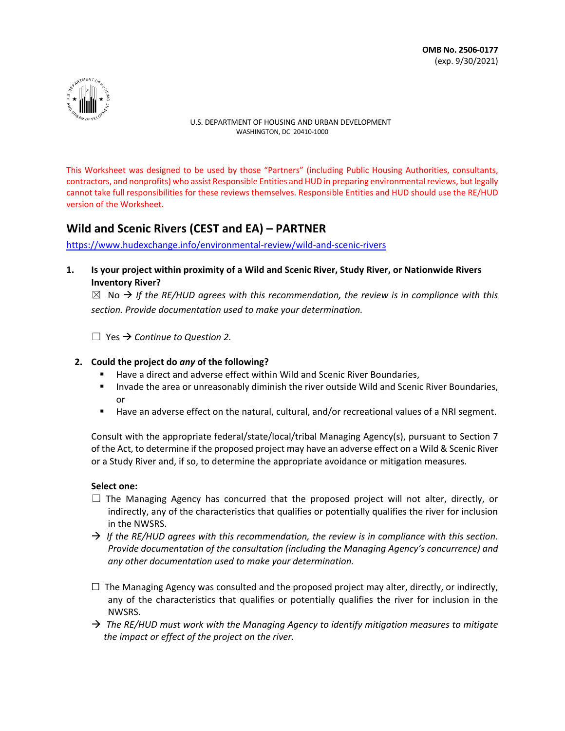OMB No. 2506-0177
(exp. 9/30/2021)

U.S. DEPARTMENT OF HOUSING AND URBAN DEVELOPMENT
WASHINGTON, DC 20410-1000

This Worksheet was designed to be used by those "Partners" (including Public Housing Authorities, consultants, contractors, and nonprofits) who assist Responsible Entities and HUD in preparing environmental reviews, but legally cannot take full responsibilities for these reviews themselves. Responsible Entities and HUD should use the RE/HUD version of the Worksheet.

## Wild and Scenic Rivers (CEST and EA) – PARTNER

https://www.hudexchange.info/environmental-review/wild-and-scenic-rivers

1. **Is your project within proximity of a Wild and Scenic River, Study River, or Nationwide Rivers Inventory River?**

   ☒ No → *If the RE/HUD agrees with this recommendation, the review is in compliance with this section. Provide documentation used to make your determination.*

   ☐ Yes → *Continue to Question 2.*

2. **Could the project do *any* of the following?**
   - Have a direct and adverse effect within Wild and Scenic River Boundaries,
   - Invade the area or unreasonably diminish the river outside Wild and Scenic River Boundaries, or
   - Have an adverse effect on the natural, cultural, and/or recreational values of a NRI segment.

   Consult with the appropriate federal/state/local/tribal Managing Agency(s), pursuant to Section 7 of the Act, to determine if the proposed project may have an adverse effect on a Wild & Scenic River or a Study River and, if so, to determine the appropriate avoidance or mitigation measures.

   **Select one:**

   ☐ The Managing Agency has concurred that the proposed project will not alter, directly, or indirectly, any of the characteristics that qualifies or potentially qualifies the river for inclusion in the NWSRS.

   → *If the RE/HUD agrees with this recommendation, the review is in compliance with this section. Provide documentation of the consultation (including the Managing Agency's concurrence) and any other documentation used to make your determination.*

   ☐ The Managing Agency was consulted and the proposed project may alter, directly, or indirectly, any of the characteristics that qualifies or potentially qualifies the river for inclusion in the NWSRS.

   → *The RE/HUD must work with the Managing Agency to identify mitigation measures to mitigate the impact or effect of the project on the river.*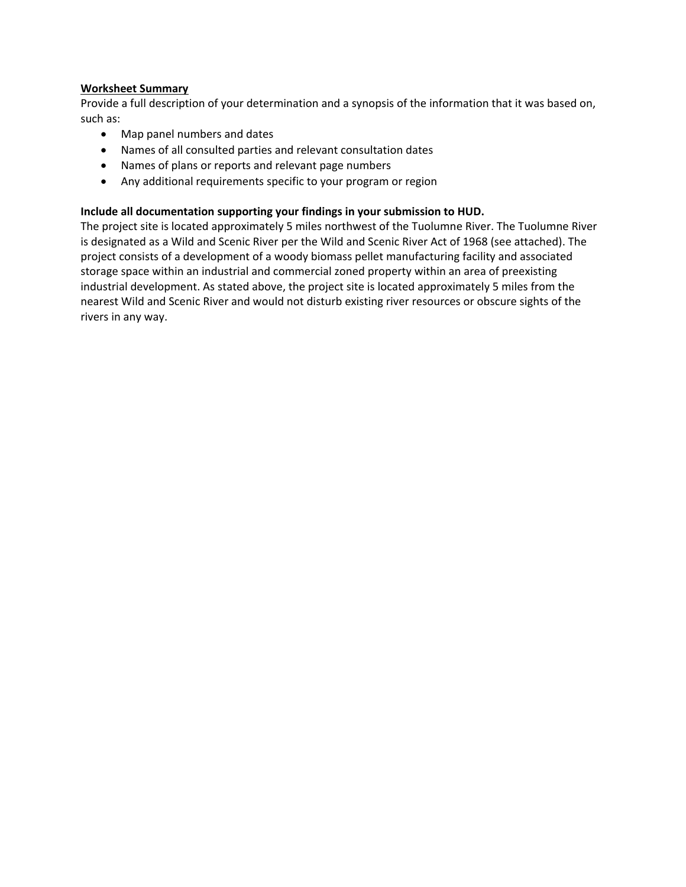**<u>Worksheet Summary</u>**

Provide a full description of your determination and a synopsis of the information that it was based on, such as:

- Map panel numbers and dates
- Names of all consulted parties and relevant consultation dates
- Names of plans or reports and relevant page numbers
- Any additional requirements specific to your program or region

**Include all documentation supporting your findings in your submission to HUD.**

The project site is located approximately 5 miles northwest of the Tuolumne River. The Tuolumne River is designated as a Wild and Scenic River per the Wild and Scenic River Act of 1968 (see attached). The project consists of a development of a woody biomass pellet manufacturing facility and associated storage space within an industrial and commercial zoned property within an area of preexisting industrial development. As stated above, the project site is located approximately 5 miles from the nearest Wild and Scenic River and would not disturb existing river resources or obscure sights of the rivers in any way.